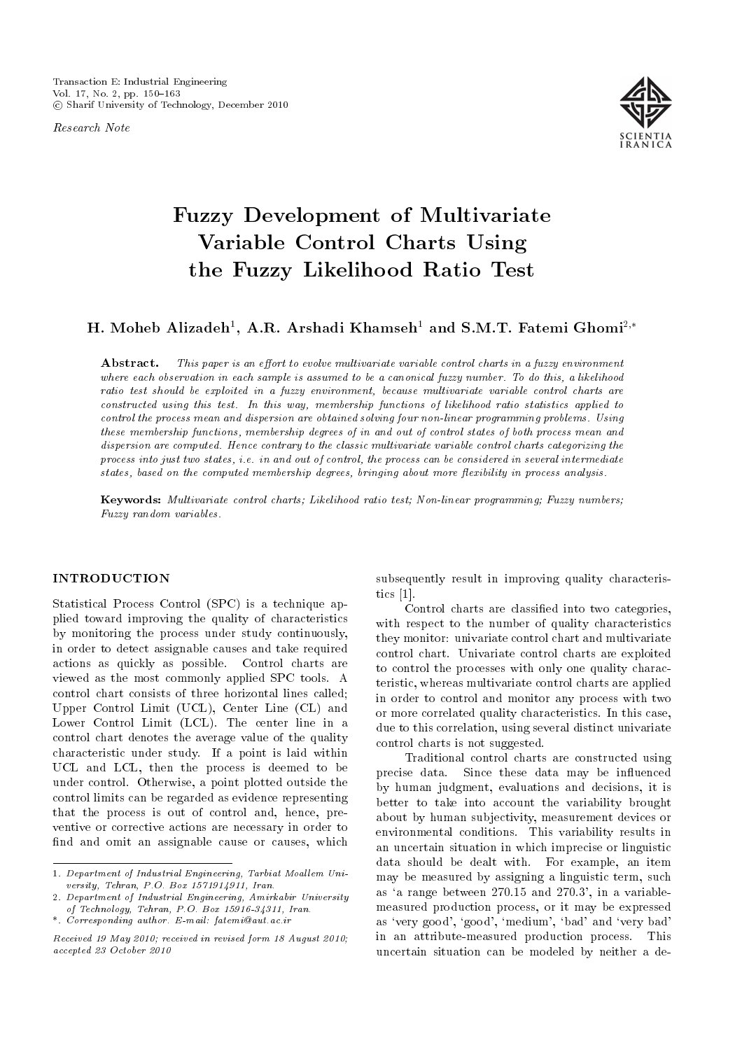*Research Note*

# Fuzzy Development of Multivariate Variable Control Charts Using the Fuzzy Likelihood Ratio Test

**H. Moheb Alizadeh[1], A.R. Arshadi Khamseh[1] and S.M.T. Fatemi Ghomi[2,*]**

**Abstract.** *This paper is an effort to evolve multivariate variable control charts in a fuzzy environment where each observation in each sample is assumed to be a canonical fuzzy number. To do this, a likelihood ratio test should be exploited in a fuzzy environment, because multivariate variable control charts are constructed using this test. In this way, membership functions of likelihood ratio statistics applied to control the process mean and dispersion are obtained solving four non-linear programming problems. Using these membership functions, membership degrees of in and out of control states of both process mean and dispersion are computed. Hence contrary to the classic multivariate variable control charts categorizing the process into just two states, i.e. in and out of control, the process can be considered in several intermediate states, based on the computed membership degrees, bringing about more flexibility in process analysis.*

**Keywords:** *Multivariate control charts; Likelihood ratio test; Non-linear programming; Fuzzy numbers; Fuzzy random variables.*

## INTRODUCTION

Statistical Process Control (SPC) is a technique applied toward improving the quality of characteristics by monitoring the process under study continuously, in order to detect assignable causes and take required actions as quickly as possible. Control charts are viewed as the most commonly applied SPC tools. A control chart consists of three horizontal lines called; Upper Control Limit (UCL), Center Line (CL) and Lower Control Limit (LCL). The center line in a control chart denotes the average value of the quality characteristic under study. If a point is laid within UCL and LCL, then the process is deemed to be under control. Otherwise, a point plotted outside the control limits can be regarded as evidence representing that the process is out of control and, hence, preventive or corrective actions are necessary in order to find and omit an assignable cause or causes, which subsequently result in improving quality characteristics [1].

Control charts are classified into two categories, with respect to the number of quality characteristics they monitor: univariate control chart and multivariate control chart. Univariate control charts are exploited to control the processes with only one quality characteristic, whereas multivariate control charts are applied in order to control and monitor any process with two or more correlated quality characteristics. In this case, due to this correlation, using several distinct univariate control charts is not suggested.

Traditional control charts are constructed using precise data. Since these data may be influenced by human judgment, evaluations and decisions, it is better to take into account the variability brought about by human subjectivity, measurement devices or environmental conditions. This variability results in an uncertain situation in which imprecise or linguistic data should be dealt with. For example, an item may be measured by assigning a linguistic term, such as 'a range between 270.15 and 270.3', in a variable-measured production process, or it may be expressed as 'very good', 'good', 'medium', 'bad' and 'very bad' in an attribute-measured production process. This uncertain situation can be modeled by neither a de-

1. *Department of Industrial Engineering, Tarbiat Moallem University, Tehran, P.O. Box 1571914911, Iran.*
2. *Department of Industrial Engineering, Amirkabir University of Technology, Tehran, P.O. Box 15916-34311, Iran.*
\*. *Corresponding author. E-mail: fatemi@aut.ac.ir*

*Received 19 May 2010; received in revised form 18 August 2010; accepted 23 October 2010*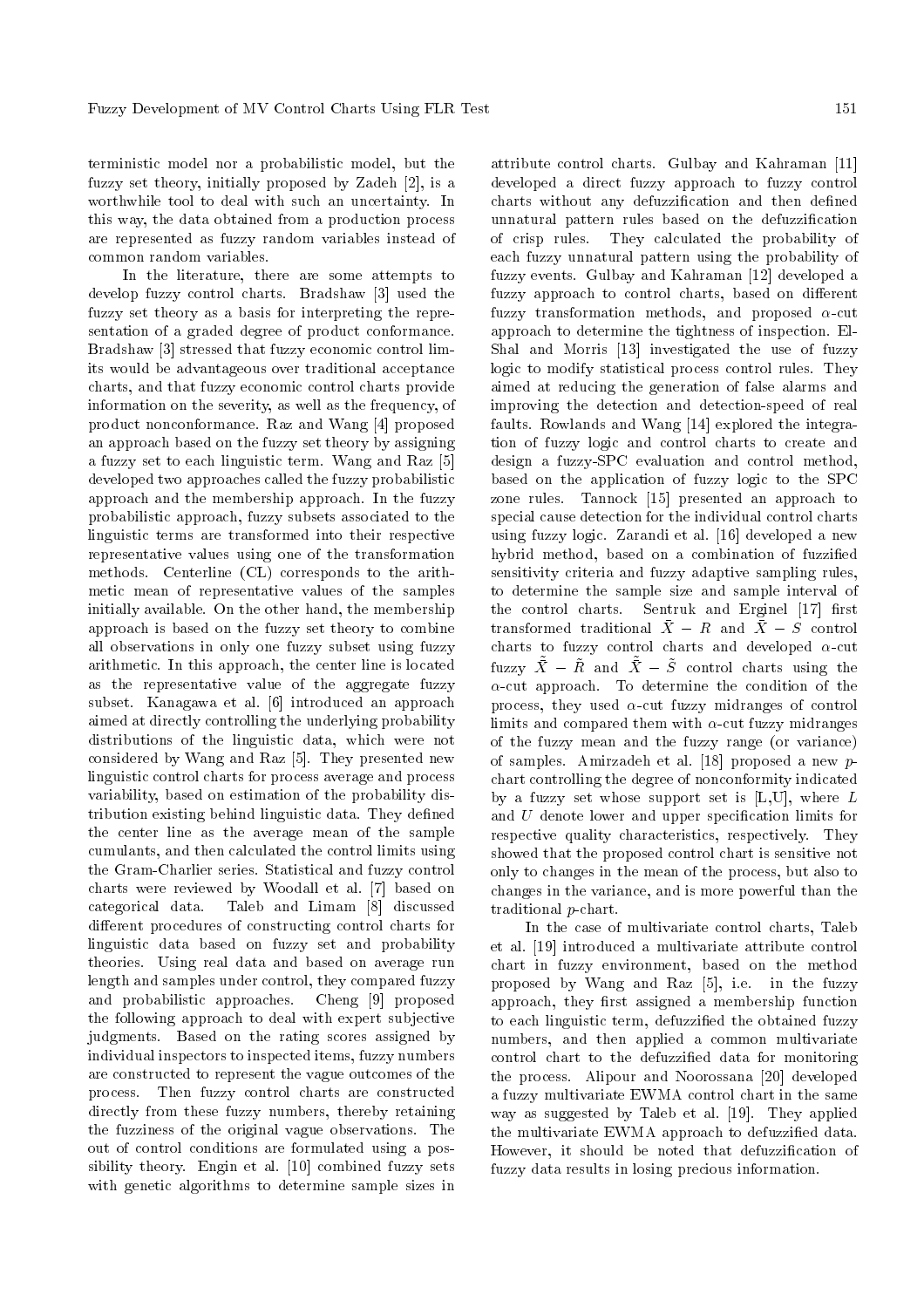terministic model nor a probabilistic model, but the fuzzy set theory, initially proposed by Zadeh [2], is a worthwhile tool to deal with such an uncertainty. In this way, the data obtained from a production process are represented as fuzzy random variables instead of common random variables.

In the literature, there are some attempts to develop fuzzy control charts. Bradshaw [3] used the fuzzy set theory as a basis for interpreting the representation of a graded degree of product conformance. Bradshaw [3] stressed that fuzzy economic control limits would be advantageous over traditional acceptance charts, and that fuzzy economic control charts provide information on the severity, as well as the frequency, of product nonconformance. Raz and Wang [4] proposed an approach based on the fuzzy set theory by assigning a fuzzy set to each linguistic term. Wang and Raz [5] developed two approaches called the fuzzy probabilistic approach and the membership approach. In the fuzzy probabilistic approach, fuzzy subsets associated to the linguistic terms are transformed into their respective representative values using one of the transformation methods. Centerline (CL) corresponds to the arithmetic mean of representative values of the samples initially available. On the other hand, the membership approach is based on the fuzzy set theory to combine all observations in only one fuzzy subset using fuzzy arithmetic. In this approach, the center line is located as the representative value of the aggregate fuzzy subset. Kanagawa et al. [6] introduced an approach aimed at directly controlling the underlying probability distributions of the linguistic data, which were not considered by Wang and Raz [5]. They presented new linguistic control charts for process average and process variability, based on estimation of the probability distribution existing behind linguistic data. They defined the center line as the average mean of the sample cumulants, and then calculated the control limits using the Gram-Charlier series. Statistical and fuzzy control charts were reviewed by Woodall et al. [7] based on categorical data. Taleb and Limam [8] discussed different procedures of constructing control charts for linguistic data based on fuzzy set and probability theories. Using real data and based on average run length and samples under control, they compared fuzzy and probabilistic approaches. Cheng [9] proposed the following approach to deal with expert subjective judgments. Based on the rating scores assigned by individual inspectors to inspected items, fuzzy numbers are constructed to represent the vague outcomes of the process. Then fuzzy control charts are constructed directly from these fuzzy numbers, thereby retaining the fuzziness of the original vague observations. The out of control conditions are formulated using a possibility theory. Engin et al. [10] combined fuzzy sets with genetic algorithms to determine sample sizes in attribute control charts. Gulbay and Kahraman [11] developed a direct fuzzy approach to fuzzy control charts without any defuzzification and then defined unnatural pattern rules based on the defuzzification of crisp rules. They calculated the probability of each fuzzy unnatural pattern using the probability of fuzzy events. Gulbay and Kahraman [12] developed a fuzzy approach to control charts, based on different fuzzy transformation methods, and proposed $\alpha$-cut approach to determine the tightness of inspection. El-Shal and Morris [13] investigated the use of fuzzy logic to modify statistical process control rules. They aimed at reducing the generation of false alarms and improving the detection and detection-speed of real faults. Rowlands and Wang [14] explored the integration of fuzzy logic and control charts to create and design a fuzzy-SPC evaluation and control method, based on the application of fuzzy logic to the SPC zone rules. Tannock [15] presented an approach to special cause detection for the individual control charts using fuzzy logic. Zarandi et al. [16] developed a new hybrid method, based on a combination of fuzzified sensitivity criteria and fuzzy adaptive sampling rules, to determine the sample size and sample interval of the control charts. Sentruk and Erginel [17] first transformed traditional $\bar{X} - R$ and $\bar{X} - S$ control charts to fuzzy control charts and developed $\alpha$-cut fuzzy $\tilde{\bar{X}} - \tilde{R}$ and $\tilde{\bar{X}} - \tilde{S}$ control charts using the $\alpha$-cut approach. To determine the condition of the process, they used $\alpha$-cut fuzzy midranges of control limits and compared them with $\alpha$-cut fuzzy midranges of the fuzzy mean and the fuzzy range (or variance) of samples. Amirzadeh et al. [18] proposed a new $p$-chart controlling the degree of nonconformity indicated by a fuzzy set whose support set is [L,U], where $L$ and $U$ denote lower and upper specification limits for respective quality characteristics, respectively. They showed that the proposed control chart is sensitive not only to changes in the mean of the process, but also to changes in the variance, and is more powerful than the traditional $p$-chart.

In the case of multivariate control charts, Taleb et al. [19] introduced a multivariate attribute control chart in fuzzy environment, based on the method proposed by Wang and Raz [5], i.e. in the fuzzy approach, they first assigned a membership function to each linguistic term, defuzzified the obtained fuzzy numbers, and then applied a common multivariate control chart to the defuzzified data for monitoring the process. Alipour and Noorossana [20] developed a fuzzy multivariate EWMA control chart in the same way as suggested by Taleb et al. [19]. They applied the multivariate EWMA approach to defuzzified data. However, it should be noted that defuzzification of fuzzy data results in losing precious information.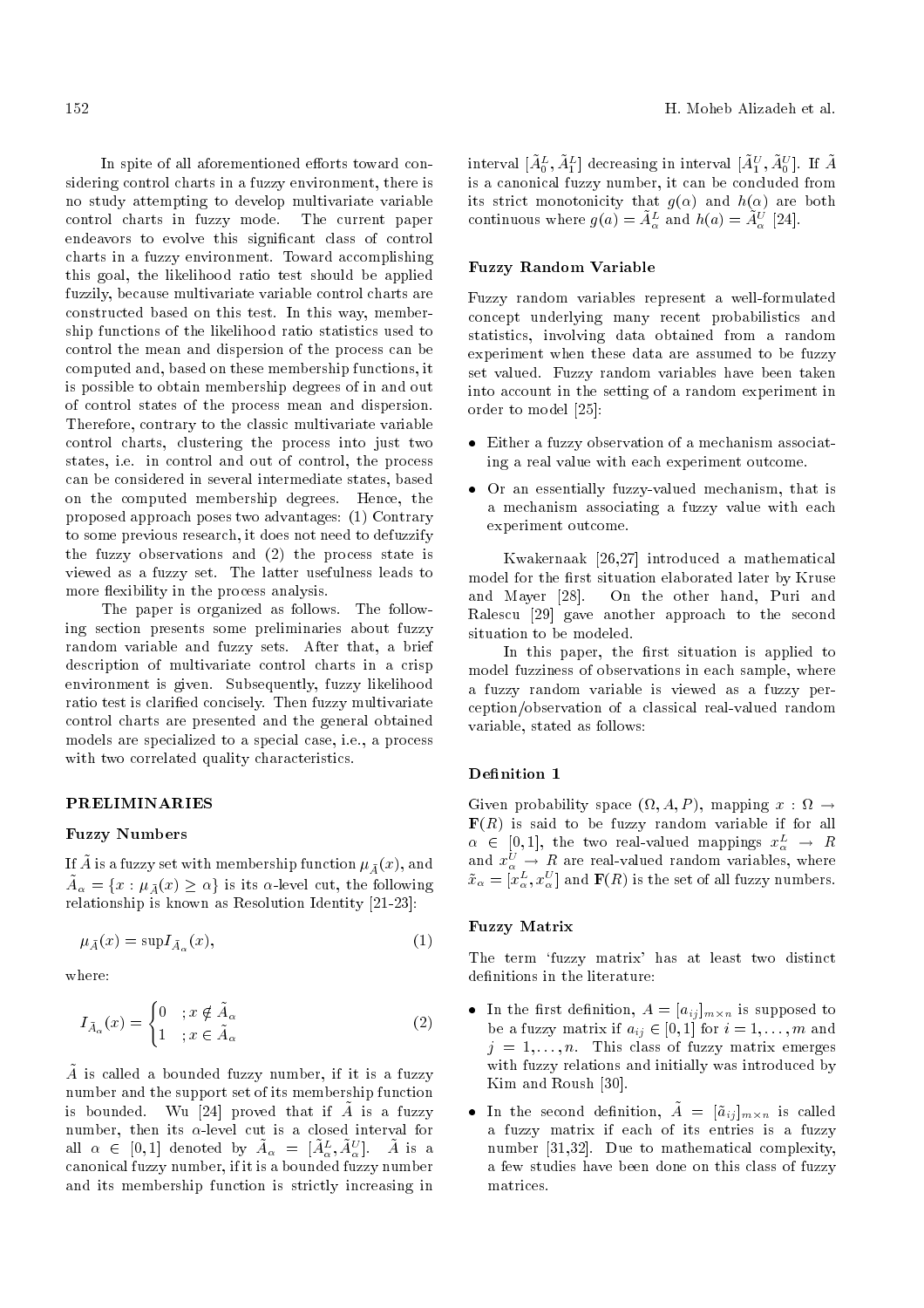In spite of all aforementioned efforts toward considering control charts in a fuzzy environment, there is no study attempting to develop multivariate variable control charts in fuzzy mode. The current paper endeavors to evolve this significant class of control charts in a fuzzy environment. Toward accomplishing this goal, the likelihood ratio test should be applied fuzzily, because multivariate variable control charts are constructed based on this test. In this way, membership functions of the likelihood ratio statistics used to control the mean and dispersion of the process can be computed and, based on these membership functions, it is possible to obtain membership degrees of in and out of control states of the process mean and dispersion. Therefore, contrary to the classic multivariate variable control charts, clustering the process into just two states, i.e. in control and out of control, the process can be considered in several intermediate states, based on the computed membership degrees. Hence, the proposed approach poses two advantages: (1) Contrary to some previous research, it does not need to defuzzify the fuzzy observations and (2) the process state is viewed as a fuzzy set. The latter usefulness leads to more flexibility in the process analysis.

The paper is organized as follows. The following section presents some preliminaries about fuzzy random variable and fuzzy sets. After that, a brief description of multivariate control charts in a crisp environment is given. Subsequently, fuzzy likelihood ratio test is clarified concisely. Then fuzzy multivariate control charts are presented and the general obtained models are specialized to a special case, i.e., a process with two correlated quality characteristics.

## PRELIMINARIES

### Fuzzy Numbers

If $\tilde{A}$ is a fuzzy set with membership function $\mu_{\tilde{A}}(x)$, and $\tilde{A}_\alpha = \{x : \mu_{\tilde{A}}(x) \geq \alpha\}$ is its $\alpha$-level cut, the following relationship is known as Resolution Identity [21-23]:

$$\mu_{\tilde{A}}(x) = \sup I_{\tilde{A}_\alpha}(x), \tag{1}$$

where:

$$I_{\tilde{A}_\alpha}(x) = \begin{cases} 0 & ; x \notin \tilde{A}_\alpha \\ 1 & ; x \in \tilde{A}_\alpha \end{cases} \tag{2}$$

$\tilde{A}$ is called a bounded fuzzy number, if it is a fuzzy number and the support set of its membership function is bounded. Wu [24] proved that if $\tilde{A}$ is a fuzzy number, then its $\alpha$-level cut is a closed interval for all $\alpha \in [0,1]$ denoted by $\tilde{A}_\alpha = [\tilde{A}^L_\alpha, \tilde{A}^U_\alpha]$. $\tilde{A}$ is a canonical fuzzy number, if it is a bounded fuzzy number and its membership function is strictly increasing in interval $[\tilde{A}^L_0, \tilde{A}^L_1]$ decreasing in interval $[\tilde{A}^U_1, \tilde{A}^U_0]$. If $\tilde{A}$ is a canonical fuzzy number, it can be concluded from its strict monotonicity that $g(\alpha)$ and $h(\alpha)$ are both continuous where $g(a) = \tilde{A}^L_\alpha$ and $h(a) = \tilde{A}^U_\alpha$ [24].

### Fuzzy Random Variable

Fuzzy random variables represent a well-formulated concept underlying many recent probabilistics and statistics, involving data obtained from a random experiment when these data are assumed to be fuzzy set valued. Fuzzy random variables have been taken into account in the setting of a random experiment in order to model [25]:

- Either a fuzzy observation of a mechanism associating a real value with each experiment outcome.
- Or an essentially fuzzy-valued mechanism, that is a mechanism associating a fuzzy value with each experiment outcome.

Kwakernaak [26,27] introduced a mathematical model for the first situation elaborated later by Kruse and Mayer [28]. On the other hand, Puri and Ralescu [29] gave another approach to the second situation to be modeled.

In this paper, the first situation is applied to model fuzziness of observations in each sample, where a fuzzy random variable is viewed as a fuzzy perception/observation of a classical real-valued random variable, stated as follows:

### Definition 1

Given probability space $(\Omega, A, P)$, mapping $x : \Omega \rightarrow \mathbf{F}(R)$ is said to be fuzzy random variable if for all $\alpha \in [0,1]$, the two real-valued mappings $x^L_\alpha \rightarrow R$ and $x^U_\alpha \rightarrow R$ are real-valued random variables, where $\tilde{x}_\alpha = [x^L_\alpha, x^U_\alpha]$ and $\mathbf{F}(R)$ is the set of all fuzzy numbers.

### Fuzzy Matrix

The term 'fuzzy matrix' has at least two distinct definitions in the literature:

- In the first definition, $A = [a_{ij}]_{m \times n}$ is supposed to be a fuzzy matrix if $a_{ij} \in [0,1]$ for $i = 1, \ldots, m$ and $j = 1, \ldots, n$. This class of fuzzy matrix emerges with fuzzy relations and initially was introduced by Kim and Roush [30].
- In the second definition, $\tilde{A} = [\tilde{a}_{ij}]_{m \times n}$ is called a fuzzy matrix if each of its entries is a fuzzy number [31,32]. Due to mathematical complexity, a few studies have been done on this class of fuzzy matrices.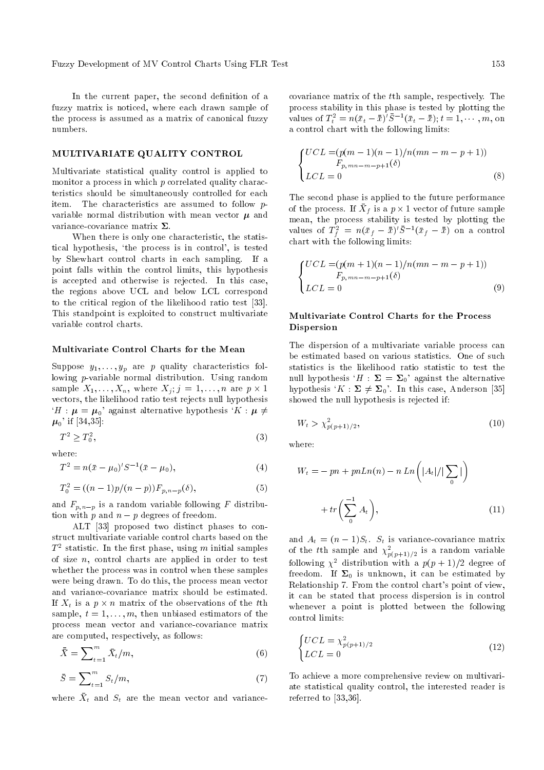In the current paper, the second definition of a fuzzy matrix is noticed, where each drawn sample of the process is assumed as a matrix of canonical fuzzy numbers.

## MULTIVARIATE QUALITY CONTROL

Multivariate statistical quality control is applied to monitor a process in which $p$ correlated quality characteristics should be simultaneously controlled for each item. The characteristics are assumed to follow $p$-variable normal distribution with mean vector $\boldsymbol{\mu}$ and variance-covariance matrix $\boldsymbol{\Sigma}$.

When there is only one characteristic, the statistical hypothesis, 'the process is in control', is tested by Shewhart control charts in each sampling. If a point falls within the control limits, this hypothesis is accepted and otherwise is rejected. In this case, the regions above UCL and below LCL correspond to the critical region of the likelihood ratio test [33]. This standpoint is exploited to construct multivariate variable control charts.

### Multivariate Control Charts for the Mean

Suppose $y_1, \ldots, y_p$ are $p$ quality characteristics following $p$-variable normal distribution. Using random sample $X_1, \ldots, X_n$, where $X_j; j = 1, \ldots, n$ are $p \times 1$ vectors, the likelihood ratio test rejects null hypothesis '$H : \boldsymbol{\mu} = \boldsymbol{\mu}_0$' against alternative hypothesis '$K : \boldsymbol{\mu} \neq \boldsymbol{\mu}_0$' if [34,35]:

$$T^2 \geq T_0^2, \tag{3}$$

where:

$$T^2 = n(\bar{x} - \mu_0)' S^{-1} (\bar{x} - \mu_0), \tag{4}$$

$$T_0^2 = ((n-1)p/(n-p)) F_{p,n-p}(\delta), \tag{5}$$

and $F_{p,n-p}$ is a random variable following $F$ distribution with $p$ and $n-p$ degrees of freedom.

ALT [33] proposed two distinct phases to construct multivariate variable control charts based on the $T^2$ statistic. In the first phase, using $m$ initial samples of size $n$, control charts are applied in order to test whether the process was in control when these samples were being drawn. To do this, the process mean vector and variance-covariance matrix should be estimated. If $X_t$ is a $p \times n$ matrix of the observations of the $t$th sample, $t = 1, \ldots, m$, then unbiased estimators of the process mean vector and variance-covariance matrix are computed, respectively, as follows:

$$\bar{\bar{X}} = \sum_{t=1}^{m} \bar{X}_t / m, \tag{6}$$

$$\bar{S} = \sum_{t=1}^{m} S_t / m, \tag{7}$$

where $\bar{X}_t$ and $S_t$ are the mean vector and variance-covariance matrix of the $t$th sample, respectively. The process stability in this phase is tested by plotting the values of $T_t^2 = n(\bar{x}_t - \bar{\bar{x}})' \bar{S}^{-1} (\bar{x}_t - \bar{\bar{x}}); t = 1, \cdots, m$, on a control chart with the following limits:

$$\begin{cases} UCL = (p(m-1)(n-1)/n(mn-m-p+1)) \\ \qquad\quad F_{p,mn-m-p+1}(\delta) \\ LCL = 0 \end{cases} \tag{8}$$

The second phase is applied to the future performance of the process. If $\bar{X}_f$ is a $p \times 1$ vector of future sample mean, the process stability is tested by plotting the values of $T_f^2 = n(\bar{x}_f - \bar{\bar{x}})' \bar{S}^{-1} (\bar{x}_f - \bar{\bar{x}})$ on a control chart with the following limits:

$$\begin{cases} UCL = (p(m+1)(n-1)/n(mn-m-p+1)) \\ \qquad\quad F_{p,mn-m-p+1}(\delta) \\ LCL = 0 \end{cases} \tag{9}$$

### Multivariate Control Charts for the Process Dispersion

The dispersion of a multivariate variable process can be estimated based on various statistics. One of such statistics is the likelihood ratio statistic to test the null hypothesis '$H : \boldsymbol{\Sigma} = \boldsymbol{\Sigma}_0$' against the alternative hypothesis '$K : \boldsymbol{\Sigma} \neq \boldsymbol{\Sigma}_0$'. In this case, Anderson [35] showed the null hypothesis is rejected if:

$$W_t > \chi^2_{p(p+1)/2}, \tag{10}$$

where:

$$W_t = -pn + pnLn(n) - n\,Ln\left(|A_t| / |\sum_0|\right) + tr\left(\sum_0^{-1} A_t\right), \tag{11}$$

and $A_t = (n-1)S_t$. $S_t$ is variance-covariance matrix of the $t$th sample and $\chi^2_{p(p+1)/2}$ is a random variable following $\chi^2$ distribution with a $p(p+1)/2$ degree of freedom. If $\boldsymbol{\Sigma}_0$ is unknown, it can be estimated by Relationship 7. From the control chart's point of view, it can be stated that process dispersion is in control whenever a point is plotted between the following control limits:

$$\begin{cases} UCL = \chi^2_{p(p+1)/2} \\ LCL = 0 \end{cases} \tag{12}$$

To achieve a more comprehensive review on multivariate statistical quality control, the interested reader is referred to [33,36].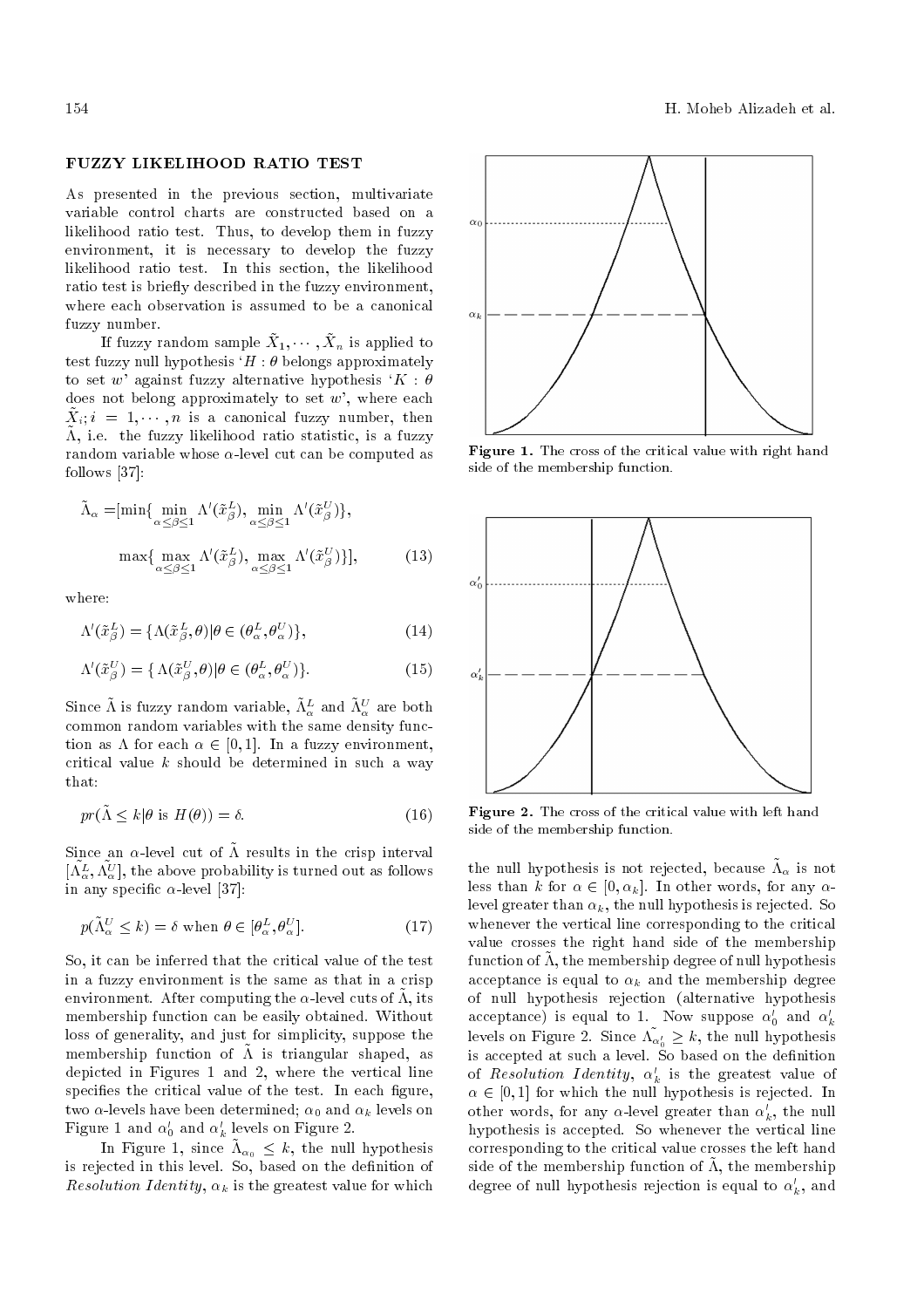## FUZZY LIKELIHOOD RATIO TEST

As presented in the previous section, multivariate variable control charts are constructed based on a likelihood ratio test. Thus, to develop them in fuzzy environment, it is necessary to develop the fuzzy likelihood ratio test. In this section, the likelihood ratio test is briefly described in the fuzzy environment, where each observation is assumed to be a canonical fuzzy number.

If fuzzy random sample $\tilde{X}_1, \cdots, \tilde{X}_n$ is applied to test fuzzy null hypothesis '$H : \theta$ belongs approximately to set $w$' against fuzzy alternative hypothesis '$K : \theta$ does not belong approximately to set $w$', where each $\tilde{X}_i; i = 1, \cdots, n$ is a canonical fuzzy number, then $\tilde{\Lambda}$, i.e. the fuzzy likelihood ratio statistic, is a fuzzy random variable whose $\alpha$-level cut can be computed as follows [37]:

$$\tilde{\Lambda}_\alpha = [\min\{\min_{\alpha \leq \beta \leq 1} \Lambda'(\tilde{x}^L_\beta), \min_{\alpha \leq \beta \leq 1} \Lambda'(\tilde{x}^U_\beta)\},$$
$$\max\{\max_{\alpha \leq \beta \leq 1} \Lambda'(\tilde{x}^L_\beta), \max_{\alpha \leq \beta \leq 1} \Lambda'(\tilde{x}^U_\beta)\}], \qquad (13)$$

where:

$$\Lambda'(\tilde{x}^L_\beta) = \{\Lambda(\tilde{x}^L_\beta, \theta) | \theta \in (\theta^L_\alpha, \theta^U_\alpha)\}, \qquad (14)$$

$$\Lambda'(\tilde{x}^U_\beta) = \{\Lambda(\tilde{x}^U_\beta, \theta) | \theta \in (\theta^L_\alpha, \theta^U_\alpha)\}. \qquad (15)$$

Since $\tilde{\Lambda}$ is fuzzy random variable, $\tilde{\Lambda}^L_\alpha$ and $\tilde{\Lambda}^U_\alpha$ are both common random variables with the same density function as $\Lambda$ for each $\alpha \in [0, 1]$. In a fuzzy environment, critical value $k$ should be determined in such a way that:

$$pr(\tilde{\Lambda} \leq k | \theta \text{ is } H(\theta)) = \delta. \qquad (16)$$

Since an $\alpha$-level cut of $\tilde{\Lambda}$ results in the crisp interval $[\tilde{\Lambda}^L_\alpha, \tilde{\Lambda}^U_\alpha]$, the above probability is turned out as follows in any specific $\alpha$-level [37]:

$$p(\tilde{\Lambda}^U_\alpha \leq k) = \delta \text{ when } \theta \in [\theta^L_\alpha, \theta^U_\alpha]. \qquad (17)$$

So, it can be inferred that the critical value of the test in a fuzzy environment is the same as that in a crisp environment. After computing the $\alpha$-level cuts of $\tilde{\Lambda}$, its membership function can be easily obtained. Without loss of generality, and just for simplicity, suppose the membership function of $\tilde{\Lambda}$ is triangular shaped, as depicted in Figures 1 and 2, where the vertical line specifies the critical value of the test. In each figure, two $\alpha$-levels have been determined; $\alpha_0$ and $\alpha_k$ levels on Figure 1 and $\alpha'_0$ and $\alpha'_k$ levels on Figure 2.

Figure 1. The cross of the critical value with right hand side of the membership function.

Figure 2. The cross of the critical value with left hand side of the membership function.

In Figure 1, since $\tilde{\Lambda}_{\alpha_0} \leq k$, the null hypothesis is rejected in this level. So, based on the definition of *Resolution Identity*, $\alpha_k$ is the greatest value for which the null hypothesis is not rejected, because $\tilde{\Lambda}_\alpha$ is not less than $k$ for $\alpha \in [0, \alpha_k]$. In other words, for any $\alpha$-level greater than $\alpha_k$, the null hypothesis is rejected. So whenever the vertical line corresponding to the critical value crosses the right hand side of the membership function of $\tilde{\Lambda}$, the membership degree of null hypothesis acceptance is equal to $\alpha_k$ and the membership degree of null hypothesis rejection (alternative hypothesis acceptance) is equal to 1. Now suppose $\alpha'_0$ and $\alpha'_k$ levels on Figure 2. Since $\tilde{\Lambda}_{\alpha'_0} \geq k$, the null hypothesis is accepted at such a level. So based on the definition of *Resolution Identity*, $\alpha'_k$ is the greatest value of $\alpha \in [0, 1]$ for which the null hypothesis is rejected. In other words, for any $\alpha$-level greater than $\alpha'_k$, the null hypothesis is accepted. So whenever the vertical line corresponding to the critical value crosses the left hand side of the membership function of $\tilde{\Lambda}$, the membership degree of null hypothesis rejection is equal to $\alpha'_k$, and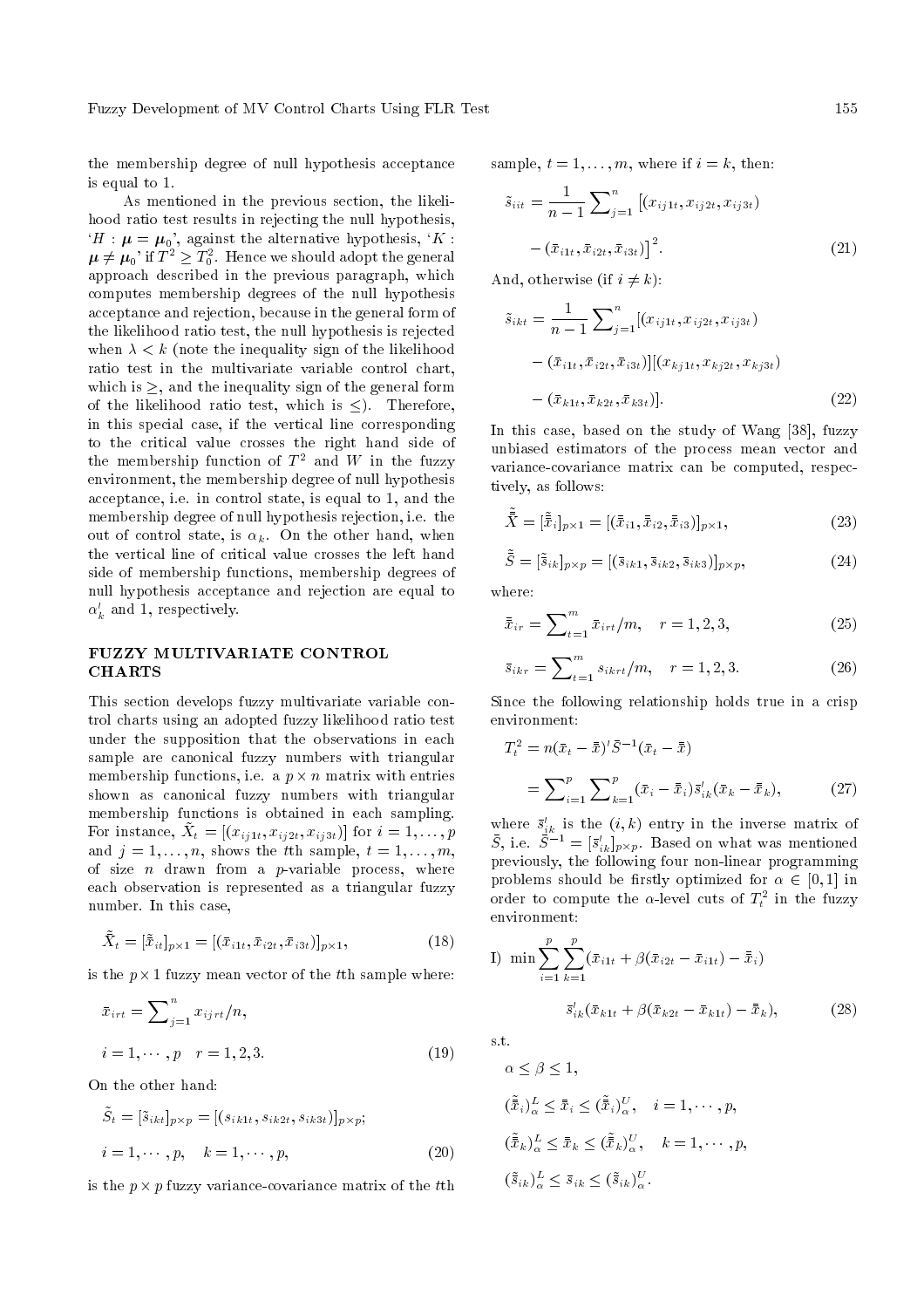the membership degree of null hypothesis acceptance is equal to 1.

As mentioned in the previous section, the likelihood ratio test results in rejecting the null hypothesis, '$H : \boldsymbol{\mu} = \boldsymbol{\mu}_0$', against the alternative hypothesis, '$K : \boldsymbol{\mu} \neq \boldsymbol{\mu}_0$' if $T^2 \geq T_0^2$. Hence we should adopt the general approach described in the previous paragraph, which computes membership degrees of the null hypothesis acceptance and rejection, because in the general form of the likelihood ratio test, the null hypothesis is rejected when $\lambda < k$ (note the inequality sign of the likelihood ratio test in the multivariate variable control chart, which is $\geq$, and the inequality sign of the general form of the likelihood ratio test, which is $\leq$). Therefore, in this special case, if the vertical line corresponding to the critical value crosses the right hand side of the membership function of $T^2$ and $W$ in the fuzzy environment, the membership degree of null hypothesis acceptance, i.e. in control state, is equal to 1, and the membership degree of null hypothesis rejection, i.e. the out of control state, is $\alpha_k$. On the other hand, when the vertical line of critical value crosses the left hand side of membership functions, membership degrees of null hypothesis acceptance and rejection are equal to $\alpha_k'$ and 1, respectively.

## FUZZY MULTIVARIATE CONTROL CHARTS

This section develops fuzzy multivariate variable control charts using an adopted fuzzy likelihood ratio test under the supposition that the observations in each sample are canonical fuzzy numbers with triangular membership functions, i.e. a $p \times n$ matrix with entries shown as canonical fuzzy numbers with triangular membership functions is obtained in each sampling. For instance, $\tilde{X}_t = [(x_{ij1t}, x_{ij2t}, x_{ij3t})]$ for $i = 1, \ldots, p$ and $j = 1, \ldots, n$, shows the $t$th sample, $t = 1, \ldots, m$, of size $n$ drawn from a $p$-variable process, where each observation is represented as a triangular fuzzy number. In this case,

$$\tilde{\bar{X}}_t = [\tilde{\bar{x}}_{it}]_{p\times 1} = [(\bar{x}_{i1t}, \bar{x}_{i2t}, \bar{x}_{i3t})]_{p\times 1}, \tag{18}$$

is the $p \times 1$ fuzzy mean vector of the $t$th sample where:

$$\bar{x}_{irt} = \sum\nolimits_{j=1}^{n} x_{ijrt}/n,$$

$$i = 1, \cdots, p \quad r = 1, 2, 3. \tag{19}$$

On the other hand:

$$\tilde{S}_t = [\tilde{s}_{ikt}]_{p\times p} = [(s_{ik1t}, s_{ik2t}, s_{ik3t})]_{p\times p};$$

$$i = 1, \cdots, p, \quad k = 1, \cdots, p, \tag{20}$$

is the $p \times p$ fuzzy variance-covariance matrix of the $t$th sample, $t = 1, \ldots, m$, where if $i = k$, then:

$$\tilde{s}_{iit} = \frac{1}{n-1} \sum\nolimits_{j=1}^{n} \left[(x_{ij1t}, x_{ij2t}, x_{ij3t}) - (\bar{x}_{i1t}, \bar{x}_{i2t}, \bar{x}_{i3t})\right]^2. \tag{21}$$

And, otherwise (if $i \neq k$):

$$\tilde{s}_{ikt} = \frac{1}{n-1} \sum\nolimits_{j=1}^{n} [(x_{ij1t}, x_{ij2t}, x_{ij3t}) - (\bar{x}_{i1t}, \bar{x}_{i2t}, \bar{x}_{i3t})][(x_{kj1t}, x_{kj2t}, x_{kj3t}) - (\bar{x}_{k1t}, \bar{x}_{k2t}, \bar{x}_{k3t})]. \tag{22}$$

In this case, based on the study of Wang [38], fuzzy unbiased estimators of the process mean vector and variance-covariance matrix can be computed, respectively, as follows:

$$\tilde{\bar{\bar{X}}} = [\tilde{\bar{\bar{x}}}_i]_{p\times 1} = [(\bar{\bar{x}}_{i1}, \bar{\bar{x}}_{i2}, \bar{\bar{x}}_{i3})]_{p\times 1}, \tag{23}$$

$$\tilde{\bar{S}} = [\tilde{\bar{s}}_{ik}]_{p\times p} = [(\bar{s}_{ik1}, \bar{s}_{ik2}, \bar{s}_{ik3})]_{p\times p}, \tag{24}$$

where:

$$\bar{\bar{x}}_{ir} = \sum\nolimits_{t=1}^{m} \bar{x}_{irt}/m, \quad r = 1, 2, 3, \tag{25}$$

$$\bar{s}_{ikr} = \sum\nolimits_{t=1}^{m} s_{ikrt}/m, \quad r = 1, 2, 3. \tag{26}$$

Since the following relationship holds true in a crisp environment:

$$T_t^2 = n(\bar{x}_t - \bar{\bar{x}})' \bar{S}^{-1} (\bar{x}_t - \bar{\bar{x}}) = \sum\nolimits_{i=1}^{p} \sum\nolimits_{k=1}^{p} (\bar{x}_i - \bar{\bar{x}}_i) \bar{s}_{ik}' (\bar{x}_k - \bar{\bar{x}}_k), \tag{27}$$

where $\bar{s}_{ik}'$ is the $(i, k)$ entry in the inverse matrix of $\bar{S}$, i.e. $\bar{S}^{-1} = [\bar{s}_{ik}']_{p\times p}$. Based on what was mentioned previously, the following four non-linear programming problems should be firstly optimized for $\alpha \in [0, 1]$ in order to compute the $\alpha$-level cuts of $T_t^2$ in the fuzzy environment:

$$\text{I)} \ \min \sum_{i=1}^{p} \sum_{k=1}^{p} (\bar{x}_{i1t} + \beta(\bar{x}_{i2t} - \bar{x}_{i1t}) - \bar{\bar{x}}_i) \bar{s}_{ik}' (\bar{x}_{k1t} + \beta(\bar{x}_{k2t} - \bar{x}_{k1t}) - \bar{\bar{x}}_k), \tag{28}$$

s.t.

$$\alpha \leq \beta \leq 1,$$

$$(\tilde{\bar{\bar{x}}}_i)_\alpha^L \leq \bar{\bar{x}}_i \leq (\tilde{\bar{\bar{x}}}_i)_\alpha^U, \quad i = 1, \cdots, p,$$

$$(\tilde{\bar{\bar{x}}}_k)_\alpha^L \leq \bar{\bar{x}}_k \leq (\tilde{\bar{\bar{x}}}_k)_\alpha^U, \quad k = 1, \cdots, p,$$

$$(\tilde{\bar{s}}_{ik})_\alpha^L \leq \bar{s}_{ik} \leq (\tilde{\bar{s}}_{ik})_\alpha^U.$$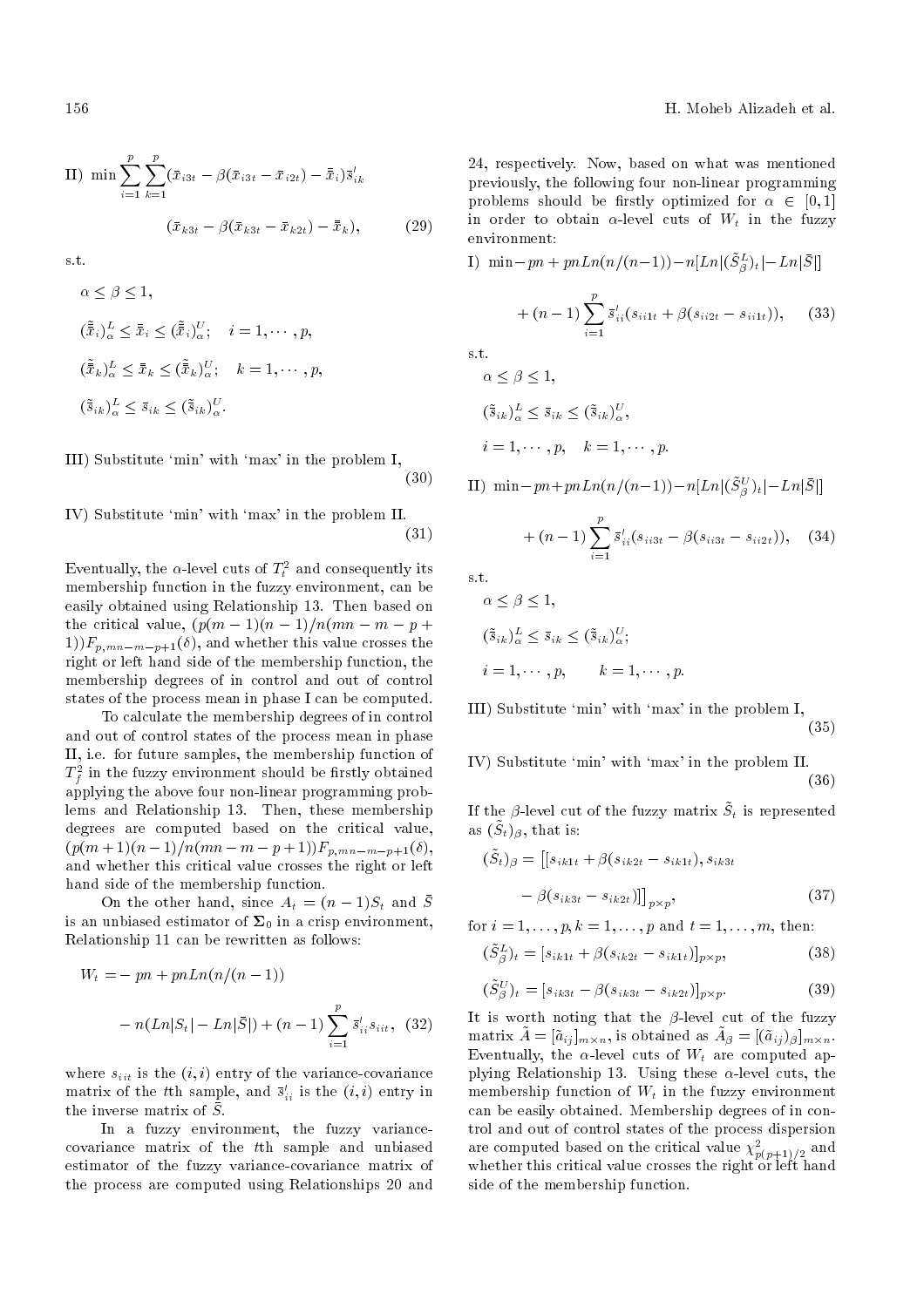II) $\min \sum_{i=1}^{p}\sum_{k=1}^{p}(\bar{x}_{i3t}-\beta(\bar{x}_{i3t}-\bar{x}_{i2t})-\bar{\bar{x}}_i)\bar{s}'_{ik}$

$$(\bar{x}_{k3t}-\beta(\bar{x}_{k3t}-\bar{x}_{k2t})-\bar{\bar{x}}_k), \qquad (29)$$

s.t.

$\alpha \leq \beta \leq 1,$

$(\tilde{\bar{\bar{x}}}_i)^L_\alpha \leq \bar{\bar{x}}_i \leq (\tilde{\bar{\bar{x}}}_i)^U_\alpha; \quad i=1,\cdots,p,$

$(\tilde{\bar{\bar{x}}}_k)^L_\alpha \leq \bar{\bar{x}}_k \leq (\tilde{\bar{\bar{x}}}_k)^U_\alpha; \quad k=1,\cdots,p,$

$(\tilde{\bar{s}}_{ik})^L_\alpha \leq \bar{s}_{ik} \leq (\tilde{\bar{s}}_{ik})^U_\alpha.$

III) Substitute 'min' with 'max' in the problem I, (30)

IV) Substitute 'min' with 'max' in the problem II. (31)

Eventually, the $\alpha$-level cuts of $T_t^2$ and consequently its membership function in the fuzzy environment, can be easily obtained using Relationship 13. Then based on the critical value, $(p(m-1)(n-1)/n(mn-m-p+1))F_{p,mn-m-p+1}(\delta)$, and whether this value crosses the right or left hand side of the membership function, the membership degrees of in control and out of control states of the process mean in phase I can be computed.

To calculate the membership degrees of in control and out of control states of the process mean in phase II, i.e. for future samples, the membership function of $T_f^2$ in the fuzzy environment should be firstly obtained applying the above four non-linear programming problems and Relationship 13. Then, these membership degrees are computed based on the critical value, $(p(m+1)(n-1)/n(mn-m-p+1))F_{p,mn-m-p+1}(\delta)$, and whether this critical value crosses the right or left hand side of the membership function.

On the other hand, since $A_t=(n-1)S_t$ and $\bar{S}$ is an unbiased estimator of $\mathbf{\Sigma}_0$ in a crisp environment, Relationship 11 can be rewritten as follows:

$$W_t = -pm + pmLn(n/(n-1)) - n(Ln|S_t| - Ln|\bar{S}|) + (n-1)\sum_{i=1}^{p}\bar{s}'_{ii}s_{iit}, \quad (32)$$

where $s_{iit}$ is the $(i,i)$ entry of the variance-covariance matrix of the $t$th sample, and $\bar{s}'_{ii}$ is the $(i,i)$ entry in the inverse matrix of $\bar{S}$.

In a fuzzy environment, the fuzzy variance-covariance matrix of the $t$th sample and unbiased estimator of the fuzzy variance-covariance matrix of the process are computed using Relationships 20 and 24, respectively. Now, based on what was mentioned previously, the following four non-linear programming problems should be firstly optimized for $\alpha \in [0,1]$ in order to obtain $\alpha$-level cuts of $W_t$ in the fuzzy environment:

I) $\min -pm + pmLn(n/(n-1)) - n[Ln|(\tilde{S}^L_\beta)_t| - Ln|\bar{S}|]$

$$+(n-1)\sum_{i=1}^{p}\bar{s}'_{ii}(s_{ii1t}+\beta(s_{ii2t}-s_{ii1t})), \quad (33)$$

s.t.

$\alpha \leq \beta \leq 1,$

$(\tilde{\bar{s}}_{ik})^L_\alpha \leq \bar{s}_{ik} \leq (\tilde{\bar{s}}_{ik})^U_\alpha,$

$i=1,\cdots,p, \quad k=1,\cdots,p.$

II) $\min -pm + pmLn(n/(n-1)) - n[Ln|(\tilde{S}^U_\beta)_t| - Ln|\bar{S}|]$

$$+(n-1)\sum_{i=1}^{p}\bar{s}'_{ii}(s_{ii3t}-\beta(s_{ii3t}-s_{ii2t})), \quad (34)$$

s.t.

$\alpha \leq \beta \leq 1,$

$(\tilde{\bar{s}}_{ik})^L_\alpha \leq \bar{s}_{ik} \leq (\tilde{\bar{s}}_{ik})^U_\alpha;$

$i=1,\cdots,p, \qquad k=1,\cdots,p.$

III) Substitute 'min' with 'max' in the problem I, (35)

IV) Substitute 'min' with 'max' in the problem II. (36)

If the $\beta$-level cut of the fuzzy matrix $\tilde{S}_t$ is represented as $(\tilde{S}_t)_\beta$, that is:

$$(\tilde{S}_t)_\beta = \left[[s_{ik1t}+\beta(s_{ik2t}-s_{ik1t}), s_{ik3t} - \beta(s_{ik3t}-s_{ik2t})]\right]_{p\times p}, \quad (37)$$

for $i=1,\ldots,p, k=1,\ldots,p$ and $t=1,\ldots,m$, then:

$$(\tilde{S}^L_\beta)_t = [s_{ik1t}+\beta(s_{ik2t}-s_{ik1t})]_{p\times p}, \quad (38)$$

$$(\tilde{S}^U_\beta)_t = [s_{ik3t}-\beta(s_{ik3t}-s_{ik2t})]_{p\times p}. \quad (39)$$

It is worth noting that the $\beta$-level cut of the fuzzy matrix $\tilde{A}=[\tilde{a}_{ij}]_{m\times n}$, is obtained as $\tilde{A}_\beta=[(\tilde{a}_{ij})_\beta]_{m\times n}$. Eventually, the $\alpha$-level cuts of $W_t$ are computed applying Relationship 13. Using these $\alpha$-level cuts, the membership function of $W_t$ in the fuzzy environment can be easily obtained. Membership degrees of in control and out of control states of the process dispersion are computed based on the critical value $\chi^2_{p(p+1)/2}$ and whether this critical value crosses the right or left hand side of the membership function.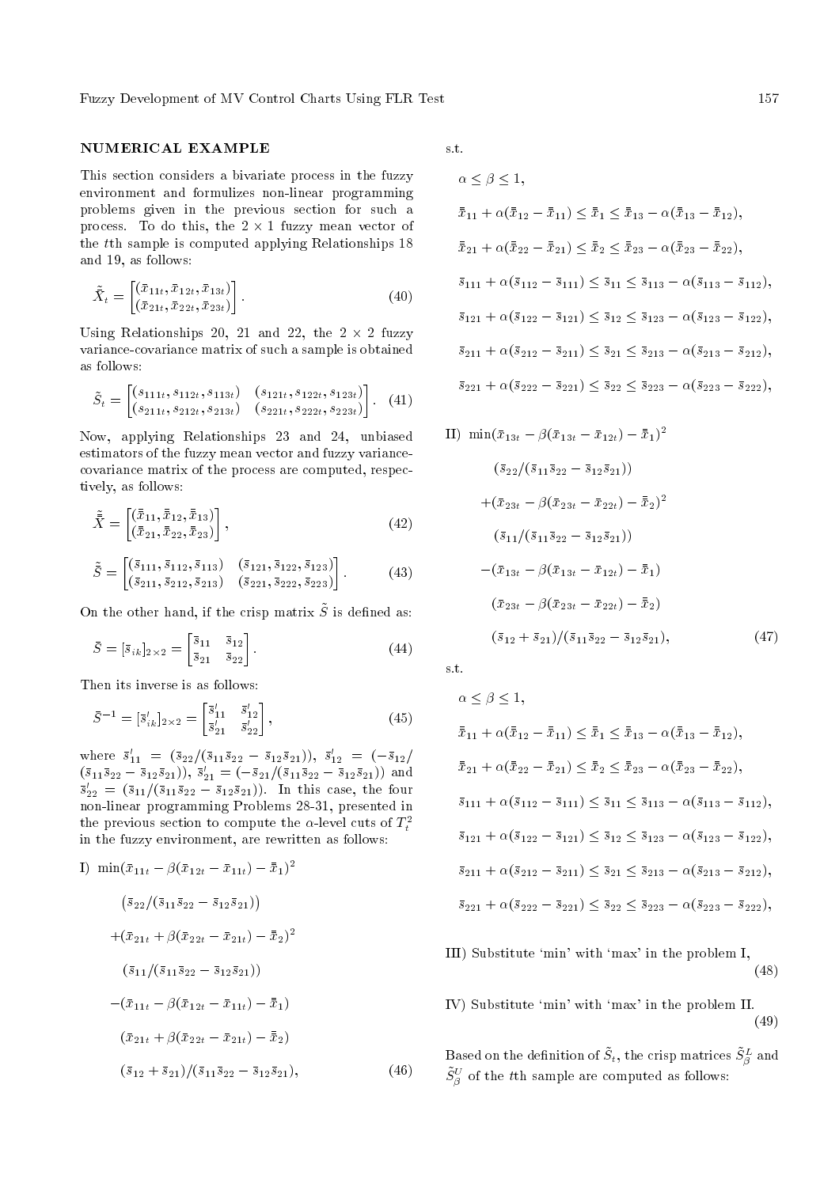## NUMERICAL EXAMPLE

This section considers a bivariate process in the fuzzy environment and formulizes non-linear programming problems given in the previous section for such a process. To do this, the $2 \times 1$ fuzzy mean vector of the $t$th sample is computed applying Relationships 18 and 19, as follows:

$$\tilde{\bar{X}}_t = \begin{bmatrix} (\bar{x}_{11t}, \bar{x}_{12t}, \bar{x}_{13t}) \\ (\bar{x}_{21t}, \bar{x}_{22t}, \bar{x}_{23t}) \end{bmatrix}. \tag{40}$$

Using Relationships 20, 21 and 22, the $2 \times 2$ fuzzy variance-covariance matrix of such a sample is obtained as follows:

$$\tilde{S}_t = \begin{bmatrix} (s_{111t}, s_{112t}, s_{113t}) & (s_{121t}, s_{122t}, s_{123t}) \\ (s_{211t}, s_{212t}, s_{213t}) & (s_{221t}, s_{222t}, s_{223t}) \end{bmatrix}. \tag{41}$$

Now, applying Relationships 23 and 24, unbiased estimators of the fuzzy mean vector and fuzzy variance-covariance matrix of the process are computed, respectively, as follows:

$$\tilde{\bar{\bar{X}}} = \begin{bmatrix} (\bar{\bar{x}}_{11}, \bar{\bar{x}}_{12}, \bar{\bar{x}}_{13}) \\ (\bar{\bar{x}}_{21}, \bar{\bar{x}}_{22}, \bar{\bar{x}}_{23}) \end{bmatrix}, \tag{42}$$

$$\tilde{\bar{S}} = \begin{bmatrix} (\bar{s}_{111}, \bar{s}_{112}, \bar{s}_{113}) & (\bar{s}_{121}, \bar{s}_{122}, \bar{s}_{123}) \\ (\bar{s}_{211}, \bar{s}_{212}, \bar{s}_{213}) & (\bar{s}_{221}, \bar{s}_{222}, \bar{s}_{223}) \end{bmatrix}. \tag{43}$$

On the other hand, if the crisp matrix $\tilde{S}$ is defined as:

$$\bar{S} = [\bar{s}_{ik}]_{2\times 2} = \begin{bmatrix} \bar{s}_{11} & \bar{s}_{12} \\ \bar{s}_{21} & \bar{s}_{22} \end{bmatrix}. \tag{44}$$

Then its inverse is as follows:

$$\bar{S}^{-1} = [\bar{s}'_{ik}]_{2\times 2} = \begin{bmatrix} \bar{s}'_{11} & \bar{s}'_{12} \\ \bar{s}'_{21} & \bar{s}'_{22} \end{bmatrix}, \tag{45}$$

where $\bar{s}'_{11} = (\bar{s}_{22}/(\bar{s}_{11}\bar{s}_{22} - \bar{s}_{12}\bar{s}_{21}))$, $\bar{s}'_{12} = (-\bar{s}_{12}/(\bar{s}_{11}\bar{s}_{22} - \bar{s}_{12}\bar{s}_{21}))$, $\bar{s}'_{21} = (-\bar{s}_{21}/(\bar{s}_{11}\bar{s}_{22} - \bar{s}_{12}\bar{s}_{21}))$ and $\bar{s}'_{22} = (\bar{s}_{11}/(\bar{s}_{11}\bar{s}_{22} - \bar{s}_{12}\bar{s}_{21}))$. In this case, the four non-linear programming Problems 28-31, presented in the previous section to compute the $\alpha$-level cuts of $T_t^2$ in the fuzzy environment, are rewritten as follows:

I)
$$\begin{aligned}
\min\ & (\bar{x}_{11t} - \beta(\bar{x}_{12t} - \bar{x}_{11t}) - \bar{\bar{x}}_1)^2 \\
& (\bar{s}_{22}/(\bar{s}_{11}\bar{s}_{22} - \bar{s}_{12}\bar{s}_{21})) \\
& + (\bar{x}_{21t} + \beta(\bar{x}_{22t} - \bar{x}_{21t}) - \bar{\bar{x}}_2)^2 \\
& (\bar{s}_{11}/(\bar{s}_{11}\bar{s}_{22} - \bar{s}_{12}\bar{s}_{21})) \\
& - (\bar{x}_{11t} - \beta(\bar{x}_{12t} - \bar{x}_{11t}) - \bar{\bar{x}}_1) \\
& (\bar{x}_{21t} + \beta(\bar{x}_{22t} - \bar{x}_{21t}) - \bar{\bar{x}}_2) \\
& (\bar{s}_{12} + \bar{s}_{21})/(\bar{s}_{11}\bar{s}_{22} - \bar{s}_{12}\bar{s}_{21}),
\end{aligned} \tag{46}$$

s.t.

$$\begin{aligned}
& \alpha \leq \beta \leq 1, \\
& \bar{\bar{x}}_{11} + \alpha(\bar{\bar{x}}_{12} - \bar{\bar{x}}_{11}) \leq \bar{\bar{x}}_1 \leq \bar{\bar{x}}_{13} - \alpha(\bar{\bar{x}}_{13} - \bar{\bar{x}}_{12}), \\
& \bar{\bar{x}}_{21} + \alpha(\bar{\bar{x}}_{22} - \bar{\bar{x}}_{21}) \leq \bar{\bar{x}}_2 \leq \bar{\bar{x}}_{23} - \alpha(\bar{\bar{x}}_{23} - \bar{\bar{x}}_{22}), \\
& \bar{s}_{111} + \alpha(\bar{s}_{112} - \bar{s}_{111}) \leq \bar{s}_{11} \leq \bar{s}_{113} - \alpha(\bar{s}_{113} - \bar{s}_{112}), \\
& \bar{s}_{121} + \alpha(\bar{s}_{122} - \bar{s}_{121}) \leq \bar{s}_{12} \leq \bar{s}_{123} - \alpha(\bar{s}_{123} - \bar{s}_{122}), \\
& \bar{s}_{211} + \alpha(\bar{s}_{212} - \bar{s}_{211}) \leq \bar{s}_{21} \leq \bar{s}_{213} - \alpha(\bar{s}_{213} - \bar{s}_{212}), \\
& \bar{s}_{221} + \alpha(\bar{s}_{222} - \bar{s}_{221}) \leq \bar{s}_{22} \leq \bar{s}_{223} - \alpha(\bar{s}_{223} - \bar{s}_{222}),
\end{aligned}$$

II)
$$\begin{aligned}
\min\ & (\bar{x}_{13t} - \beta(\bar{x}_{13t} - \bar{x}_{12t}) - \bar{\bar{x}}_1)^2 \\
& (\bar{s}_{22}/(\bar{s}_{11}\bar{s}_{22} - \bar{s}_{12}\bar{s}_{21})) \\
& + (\bar{x}_{23t} - \beta(\bar{x}_{23t} - \bar{x}_{22t}) - \bar{\bar{x}}_2)^2 \\
& (\bar{s}_{11}/(\bar{s}_{11}\bar{s}_{22} - \bar{s}_{12}\bar{s}_{21})) \\
& - (\bar{x}_{13t} - \beta(\bar{x}_{13t} - \bar{x}_{12t}) - \bar{\bar{x}}_1) \\
& (\bar{x}_{23t} - \beta(\bar{x}_{23t} - \bar{x}_{22t}) - \bar{\bar{x}}_2) \\
& (\bar{s}_{12} + \bar{s}_{21})/(\bar{s}_{11}\bar{s}_{22} - \bar{s}_{12}\bar{s}_{21}),
\end{aligned} \tag{47}$$

s.t.

$$\begin{aligned}
& \alpha \leq \beta \leq 1, \\
& \bar{\bar{x}}_{11} + \alpha(\bar{\bar{x}}_{12} - \bar{\bar{x}}_{11}) \leq \bar{\bar{x}}_1 \leq \bar{\bar{x}}_{13} - \alpha(\bar{\bar{x}}_{13} - \bar{\bar{x}}_{12}), \\
& \bar{\bar{x}}_{21} + \alpha(\bar{\bar{x}}_{22} - \bar{\bar{x}}_{21}) \leq \bar{\bar{x}}_2 \leq \bar{\bar{x}}_{23} - \alpha(\bar{\bar{x}}_{23} - \bar{\bar{x}}_{22}), \\
& \bar{s}_{111} + \alpha(\bar{s}_{112} - \bar{s}_{111}) \leq \bar{s}_{11} \leq \bar{s}_{113} - \alpha(\bar{s}_{113} - \bar{s}_{112}), \\
& \bar{s}_{121} + \alpha(\bar{s}_{122} - \bar{s}_{121}) \leq \bar{s}_{12} \leq \bar{s}_{123} - \alpha(\bar{s}_{123} - \bar{s}_{122}), \\
& \bar{s}_{211} + \alpha(\bar{s}_{212} - \bar{s}_{211}) \leq \bar{s}_{21} \leq \bar{s}_{213} - \alpha(\bar{s}_{213} - \bar{s}_{212}), \\
& \bar{s}_{221} + \alpha(\bar{s}_{222} - \bar{s}_{221}) \leq \bar{s}_{22} \leq \bar{s}_{223} - \alpha(\bar{s}_{223} - \bar{s}_{222}),
\end{aligned}$$

III) Substitute 'min' with 'max' in the problem I, (48)

IV) Substitute 'min' with 'max' in the problem II. (49)

Based on the definition of $\tilde{S}_t$, the crisp matrices $\tilde{S}^L_\beta$ and $\tilde{S}^U_\beta$ of the $t$th sample are computed as follows: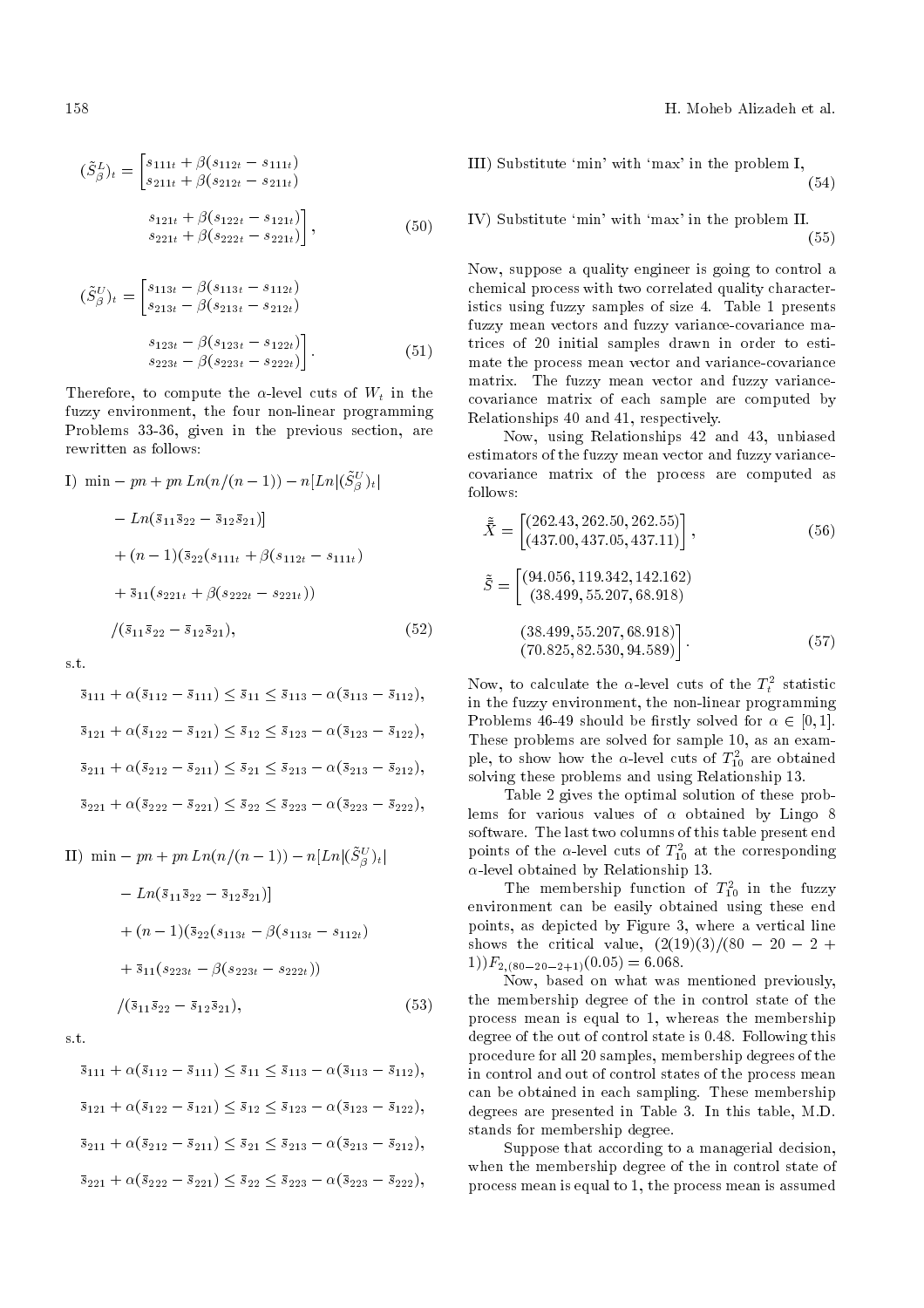$$(\tilde{S}^L_\beta)_t = \begin{bmatrix} s_{111t} + \beta(s_{112t} - s_{111t}) & s_{121t} + \beta(s_{122t} - s_{121t}) \\ s_{211t} + \beta(s_{212t} - s_{211t}) & s_{221t} + \beta(s_{222t} - s_{221t}) \end{bmatrix}, \tag{50}$$

$$(\tilde{S}^U_\beta)_t = \begin{bmatrix} s_{113t} - \beta(s_{113t} - s_{112t}) & s_{123t} - \beta(s_{123t} - s_{122t}) \\ s_{213t} - \beta(s_{213t} - s_{212t}) & s_{223t} - \beta(s_{223t} - s_{222t}) \end{bmatrix}. \tag{51}$$

Therefore, to compute the $\alpha$-level cuts of $W_t$ in the fuzzy environment, the four non-linear programming Problems 33-36, given in the previous section, are rewritten as follows:

$$\begin{aligned}
\text{I) } \min & -pn + pn\,Ln(n/(n-1)) - n[Ln|(\tilde{S}^U_\beta)_t| \\
& - Ln(\bar{s}_{11}\bar{s}_{22} - \bar{s}_{12}\bar{s}_{21})] \\
& + (n-1)(\bar{s}_{22}(s_{111t} + \beta(s_{112t} - s_{111t}) \\
& + \bar{s}_{11}(s_{221t} + \beta(s_{222t} - s_{221t})) \\
& /(\bar{s}_{11}\bar{s}_{22} - \bar{s}_{12}\bar{s}_{21}),
\end{aligned} \tag{52}$$

s.t.

$$\bar{s}_{111} + \alpha(\bar{s}_{112} - \bar{s}_{111}) \leq \bar{s}_{11} \leq \bar{s}_{113} - \alpha(\bar{s}_{113} - \bar{s}_{112}),$$

$$\bar{s}_{121} + \alpha(\bar{s}_{122} - \bar{s}_{121}) \leq \bar{s}_{12} \leq \bar{s}_{123} - \alpha(\bar{s}_{123} - \bar{s}_{122}),$$

$$\bar{s}_{211} + \alpha(\bar{s}_{212} - \bar{s}_{211}) \leq \bar{s}_{21} \leq \bar{s}_{213} - \alpha(\bar{s}_{213} - \bar{s}_{212}),$$

$$\bar{s}_{221} + \alpha(\bar{s}_{222} - \bar{s}_{221}) \leq \bar{s}_{22} \leq \bar{s}_{223} - \alpha(\bar{s}_{223} - \bar{s}_{222}),$$

$$\begin{aligned}
\text{II) } \min & -pn + pn\,Ln(n/(n-1)) - n[Ln|(\tilde{S}^U_\beta)_t| \\
& - Ln(\bar{s}_{11}\bar{s}_{22} - \bar{s}_{12}\bar{s}_{21})] \\
& + (n-1)(\bar{s}_{22}(s_{113t} - \beta(s_{113t} - s_{112t}) \\
& + \bar{s}_{11}(s_{223t} - \beta(s_{223t} - s_{222t})) \\
& /(\bar{s}_{11}\bar{s}_{22} - \bar{s}_{12}\bar{s}_{21}),
\end{aligned} \tag{53}$$

s.t.

$$\bar{s}_{111} + \alpha(\bar{s}_{112} - \bar{s}_{111}) \leq \bar{s}_{11} \leq \bar{s}_{113} - \alpha(\bar{s}_{113} - \bar{s}_{112}),$$

$$\bar{s}_{121} + \alpha(\bar{s}_{122} - \bar{s}_{121}) \leq \bar{s}_{12} \leq \bar{s}_{123} - \alpha(\bar{s}_{123} - \bar{s}_{122}),$$

$$\bar{s}_{211} + \alpha(\bar{s}_{212} - \bar{s}_{211}) \leq \bar{s}_{21} \leq \bar{s}_{213} - \alpha(\bar{s}_{213} - \bar{s}_{212}),$$

$$\bar{s}_{221} + \alpha(\bar{s}_{222} - \bar{s}_{221}) \leq \bar{s}_{22} \leq \bar{s}_{223} - \alpha(\bar{s}_{223} - \bar{s}_{222}),$$

III) Substitute 'min' with 'max' in the problem I, (54)

IV) Substitute 'min' with 'max' in the problem II. (55)

Now, suppose a quality engineer is going to control a chemical process with two correlated quality characteristics using fuzzy samples of size 4. Table 1 presents fuzzy mean vectors and fuzzy variance-covariance matrices of 20 initial samples drawn in order to estimate the process mean vector and variance-covariance matrix. The fuzzy mean vector and fuzzy variance-covariance matrix of each sample are computed by Relationships 40 and 41, respectively.

Now, using Relationships 42 and 43, unbiased estimators of the fuzzy mean vector and fuzzy variance-covariance matrix of the process are computed as follows:

$$\tilde{\bar{\bar{X}}} = \begin{bmatrix} (262.43, 262.50, 262.55) \\ (437.00, 437.05, 437.11) \end{bmatrix}, \tag{56}$$

$$\tilde{\bar{S}} = \begin{bmatrix} (94.056, 119.342, 142.162) & (38.499, 55.207, 68.918) \\ (38.499, 55.207, 68.918) & (70.825, 82.530, 94.589) \end{bmatrix}. \tag{57}$$

Now, to calculate the $\alpha$-level cuts of the $T^2_t$ statistic in the fuzzy environment, the non-linear programming Problems 46-49 should be firstly solved for $\alpha \in [0,1]$. These problems are solved for sample 10, as an example, to show how the $\alpha$-level cuts of $T^2_{10}$ are obtained solving these problems and using Relationship 13.

Table 2 gives the optimal solution of these problems for various values of $\alpha$ obtained by Lingo 8 software. The last two columns of this table present end points of the $\alpha$-level cuts of $T^2_{10}$ at the corresponding $\alpha$-level obtained by Relationship 13.

The membership function of $T^2_{10}$ in the fuzzy environment can be easily obtained using these end points, as depicted by Figure 3, where a vertical line shows the critical value, $(2(19)(3)/(80-20-2+1))F_{2,(80-20-2+1)}(0.05) = 6.068$.

Now, based on what was mentioned previously, the membership degree of the in control state of the process mean is equal to 1, whereas the membership degree of the out of control state is 0.48. Following this procedure for all 20 samples, membership degrees of the in control and out of control states of the process mean can be obtained in each sampling. These membership degrees are presented in Table 3. In this table, M.D. stands for membership degree.

Suppose that according to a managerial decision, when the membership degree of the in control state of process mean is equal to 1, the process mean is assumed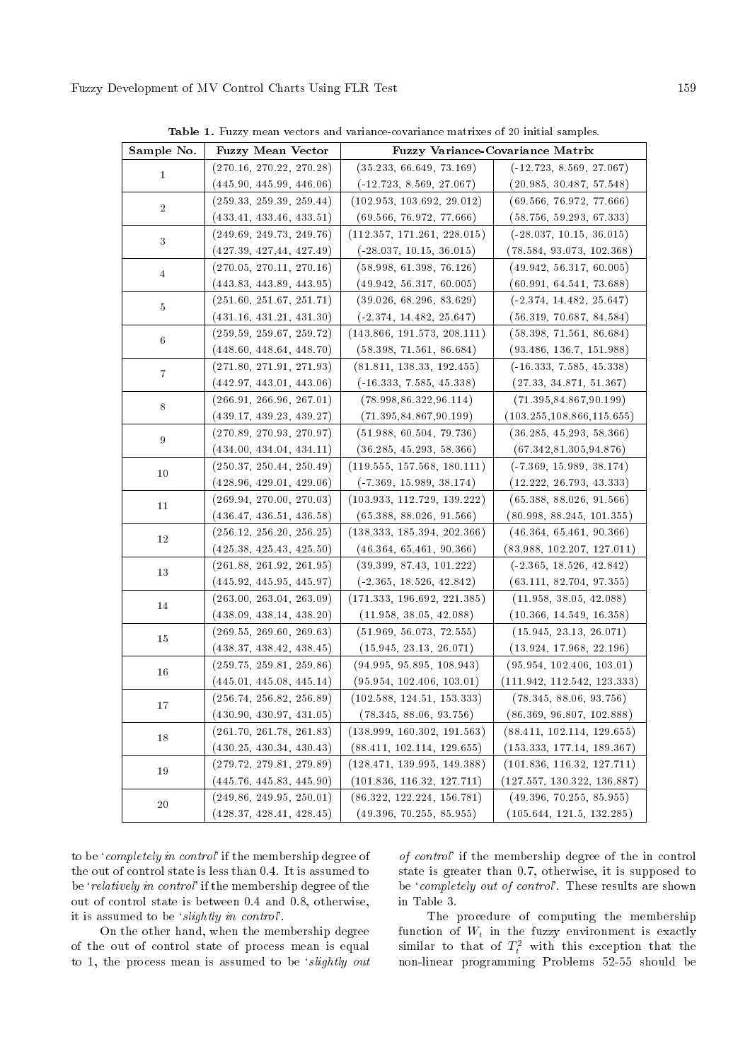**Table 1.** Fuzzy mean vectors and variance-covariance matrixes of 20 initial samples.

| Sample No. | Fuzzy Mean Vector | Fuzzy Variance-Covariance Matrix | |
|---|---|---|---|
| 1 | (270.16, 270.22, 270.28) | (35.233, 66.649, 73.169) | (-12.723, 8.569, 27.067) |
| | (445.90, 445.99, 446.06) | (-12.723, 8.569, 27.067) | (20.985, 30.487, 57.548) |
| 2 | (259.33, 259.39, 259.44) | (102.953, 103.692, 29.012) | (69.566, 76.972, 77.666) |
| | (433.41, 433.46, 433.51) | (69.566, 76.972, 77.666) | (58.756, 59.293, 67.333) |
| 3 | (249.69, 249.73, 249.76) | (112.357, 171.261, 228.015) | (-28.037, 10.15, 36.015) |
| | (427.39, 427,44, 427.49) | (-28.037, 10.15, 36.015) | (78.584, 93.073, 102.368) |
| 4 | (270.05, 270.11, 270.16) | (58.998, 61.398, 76.126) | (49.942, 56.317, 60.005) |
| | (443.83, 443.89, 443.95) | (49.942, 56.317, 60.005) | (60.991, 64.541, 73.688) |
| 5 | (251.60, 251.67, 251.71) | (39.026, 68.296, 83.629) | (-2.374, 14.482, 25.647) |
| | (431.16, 431.21, 431.30) | (-2.374, 14.482, 25.647) | (56.319, 70.687, 84.584) |
| 6 | (259.59, 259.67, 259.72) | (143.866, 191.573, 208.111) | (58.398, 71.561, 86.684) |
| | (448.60, 448.64, 448.70) | (58.398, 71.561, 86.684) | (93.486, 136.7, 151.988) |
| 7 | (271.80, 271.91, 271.93) | (81.811, 138.33, 192.455) | (-16.333, 7.585, 45.338) |
| | (442.97, 443.01, 443.06) | (-16.333, 7.585, 45.338) | (27.33, 34.871, 51.367) |
| 8 | (266.91, 266.96, 267.01) | (78.998,86.322,96.114) | (71.395,84.867,90.199) |
| | (439.17, 439.23, 439.27) | (71.395,84.867,90.199) | (103.255,108.866,115.655) |
| 9 | (270.89, 270.93, 270.97) | (51.988, 60.504, 79.736) | (36.285, 45.293, 58.366) |
| | (434.00, 434.04, 434.11) | (36.285, 45.293, 58.366) | (67.342,81.305,94.876) |
| 10 | (250.37, 250.44, 250.49) | (119.555, 157.568, 180.111) | (-7.369, 15.989, 38.174) |
| | (428.96, 429.01, 429.06) | (-7.369, 15.989, 38.174) | (12.222, 26.793, 43.333) |
| 11 | (269.94, 270.00, 270.03) | (103.933, 112.729, 139.222) | (65.388, 88.026, 91.566) |
| | (436.47, 436.51, 436.58) | (65.388, 88.026, 91.566) | (80.998, 88.245, 101.355) |
| 12 | (256.12, 256.20, 256.25) | (138.333, 185.394, 202.366) | (46.364, 65.461, 90.366) |
| | (425.38, 425.43, 425.50) | (46.364, 65.461, 90.366) | (83.988, 102.207, 127.011) |
| 13 | (261.88, 261.92, 261.95) | (39.399, 87.43, 101.222) | (-2.365, 18.526, 42.842) |
| | (445.92, 445.95, 445.97) | (-2.365, 18.526, 42.842) | (63.111, 82.704, 97.355) |
| 14 | (263.00, 263.04, 263.09) | (171.333, 196.692, 221.385) | (11.958, 38.05, 42.088) |
| | (438.09, 438.14, 438.20) | (11.958, 38.05, 42.088) | (10.366, 14.549, 16.358) |
| 15 | (269.55, 269.60, 269.63) | (51.969, 56.073, 72.555) | (15.945, 23.13, 26.071) |
| | (438.37, 438.42, 438.45) | (15.945, 23.13, 26.071) | (13.924, 17.968, 22.196) |
| 16 | (259.75, 259.81, 259.86) | (94.995, 95.895, 108.943) | (95.954, 102.406, 103.01) |
| | (445.01, 445.08, 445.14) | (95.954, 102.406, 103.01) | (111.942, 112.542, 123.333) |
| 17 | (256.74, 256.82, 256.89) | (102.588, 124.51, 153.333) | (78.345, 88.06, 93.756) |
| | (430.90, 430.97, 431.05) | (78.345, 88.06, 93.756) | (86.369, 96.807, 102.888) |
| 18 | (261.70, 261.78, 261.83) | (138.999, 160.302, 191.563) | (88.411, 102.114, 129.655) |
| | (430.25, 430.34, 430.43) | (88.411, 102.114, 129.655) | (153.333, 177.14, 189.367) |
| 19 | (279.72, 279.81, 279.89) | (128.471, 139.995, 149.388) | (101.836, 116.32, 127.711) |
| | (445.76, 445.83, 445.90) | (101.836, 116.32, 127.711) | (127.557, 130.322, 136.887) |
| 20 | (249.86, 249.95, 250.01) | (86.322, 122.224, 156.781) | (49.396, 70.255, 85.955) |
| | (428.37, 428.41, 428.45) | (49.396, 70.255, 85.955) | (105.644, 121.5, 132.285) |

to be '*completely in control*' if the membership degree of the out of control state is less than 0.4. It is assumed to be '*relatively in control*' if the membership degree of the out of control state is between 0.4 and 0.8, otherwise, it is assumed to be '*slightly in control*'.

On the other hand, when the membership degree of the out of control state of process mean is equal to 1, the process mean is assumed to be '*slightly out of control*' if the membership degree of the in control state is greater than 0.7, otherwise, it is supposed to be '*completely out of control*'. These results are shown in Table 3.

The procedure of computing the membership function of $W_t$ in the fuzzy environment is exactly similar to that of $T_t^2$ with this exception that the non-linear programming Problems 52-55 should be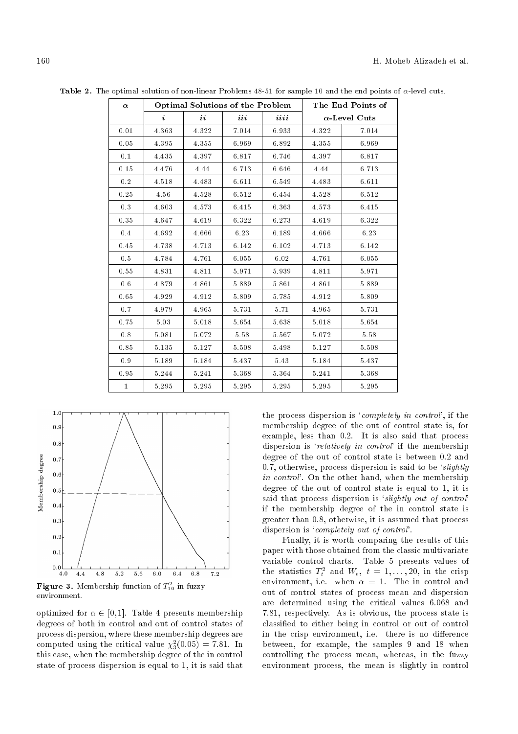**Table 2.** The optimal solution of non-linear Problems 48-51 for sample 10 and the end points of $\alpha$-level cuts.

| $\alpha$ | Optimal Solutions of the Problem | | | | The End Points of $\alpha$-Level Cuts | |
|---|---|---|---|---|---|---|
| | $i$ | $ii$ | $iii$ | $iiii$ | | |
| 0.01 | 4.363 | 4.322 | 7.014 | 6.933 | 4.322 | 7.014 |
| 0.05 | 4.395 | 4.355 | 6.969 | 6.892 | 4.355 | 6.969 |
| 0.1 | 4.435 | 4.397 | 6.817 | 6.746 | 4.397 | 6.817 |
| 0.15 | 4.476 | 4.44 | 6.713 | 6.646 | 4.44 | 6.713 |
| 0.2 | 4.518 | 4.483 | 6.611 | 6.549 | 4.483 | 6.611 |
| 0.25 | 4.56 | 4.528 | 6.512 | 6.454 | 4.528 | 6.512 |
| 0.3 | 4.603 | 4.573 | 6.415 | 6.363 | 4.573 | 6.415 |
| 0.35 | 4.647 | 4.619 | 6.322 | 6.273 | 4.619 | 6.322 |
| 0.4 | 4.692 | 4.666 | 6.23 | 6.189 | 4.666 | 6.23 |
| 0.45 | 4.738 | 4.713 | 6.142 | 6.102 | 4.713 | 6.142 |
| 0.5 | 4.784 | 4.761 | 6.055 | 6.02 | 4.761 | 6.055 |
| 0.55 | 4.831 | 4.811 | 5.971 | 5.939 | 4.811 | 5.971 |
| 0.6 | 4.879 | 4.861 | 5.889 | 5.861 | 4.861 | 5.889 |
| 0.65 | 4.929 | 4.912 | 5.809 | 5.785 | 4.912 | 5.809 |
| 0.7 | 4.979 | 4.965 | 5.731 | 5.71 | 4.965 | 5.731 |
| 0.75 | 5.03 | 5.018 | 5.654 | 5.638 | 5.018 | 5.654 |
| 0.8 | 5.081 | 5.072 | 5.58 | 5.567 | 5.072 | 5.58 |
| 0.85 | 5.135 | 5.127 | 5.508 | 5.498 | 5.127 | 5.508 |
| 0.9 | 5.189 | 5.184 | 5.437 | 5.43 | 5.184 | 5.437 |
| 0.95 | 5.244 | 5.241 | 5.368 | 5.364 | 5.241 | 5.368 |
| 1 | 5.295 | 5.295 | 5.295 | 5.295 | 5.295 | 5.295 |

**Figure 3.** Membership function of $T_{10}^2$ in fuzzy environment.

optimized for $\alpha \in [0,1]$. Table 4 presents membership degrees of both in control and out of control states of process dispersion, where these membership degrees are computed using the critical value $\chi_3^2(0.05) = 7.81$. In this case, when the membership degree of the in control state of process dispersion is equal to 1, it is said that the process dispersion is '*completely in control*', if the membership degree of the out of control state is, for example, less than 0.2. It is also said that process dispersion is '*relatively in control*' if the membership degree of the out of control state is between 0.2 and 0.7, otherwise, process dispersion is said to be '*slightly in control*'. On the other hand, when the membership degree of the out of control state is equal to 1, it is said that process dispersion is '*slightly out of control*' if the membership degree of the in control state is greater than 0.8, otherwise, it is assumed that process dispersion is '*completely out of control*'.

Finally, it is worth comparing the results of this paper with those obtained from the classic multivariate variable control charts. Table 5 presents values of the statistics $T_t^2$ and $W_t$, $t = 1, \ldots, 20$, in the crisp environment, i.e. when $\alpha = 1$. The in control and out of control states of process mean and dispersion are determined using the critical values 6.068 and 7.81, respectively. As is obvious, the process state is classified to either being in control or out of control in the crisp environment, i.e. there is no difference between, for example, the samples 9 and 18 when controlling the process mean, whereas, in the fuzzy environment process, the mean is slightly in control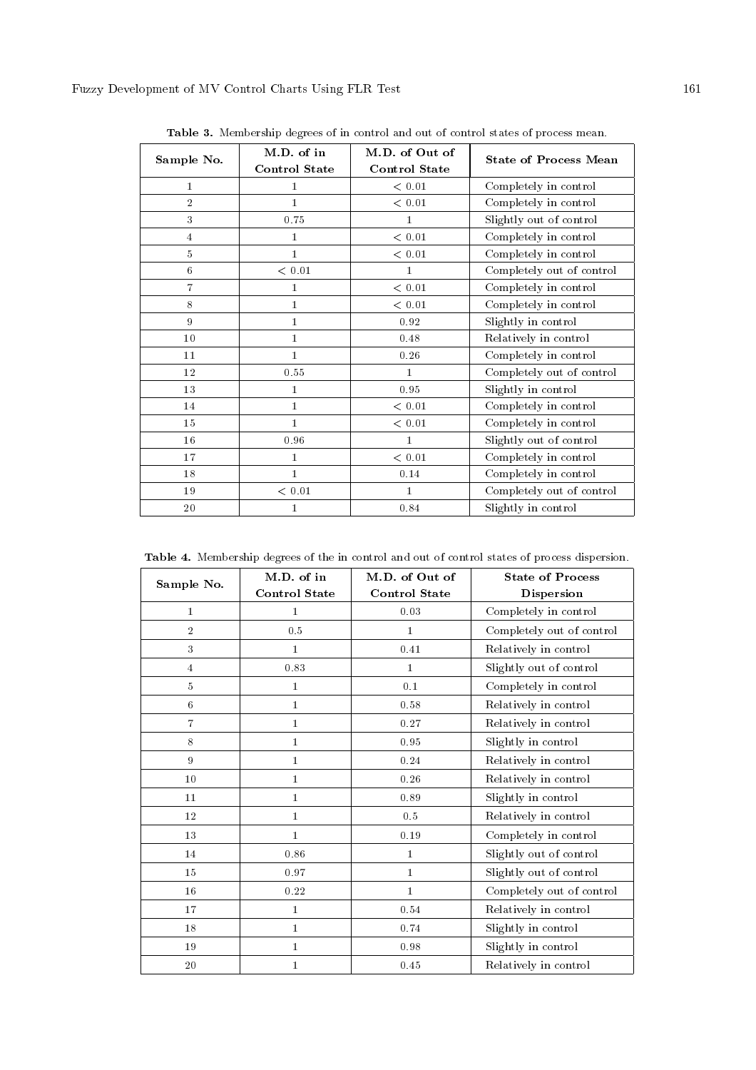**Table 3.** Membership degrees of in control and out of control states of process mean.

| Sample No. | M.D. of in Control State | M.D. of Out of Control State | State of Process Mean |
|---|---|---|---|
| 1 | 1 | $< 0.01$ | Completely in control |
| 2 | 1 | $< 0.01$ | Completely in control |
| 3 | 0.75 | 1 | Slightly out of control |
| 4 | 1 | $< 0.01$ | Completely in control |
| 5 | 1 | $< 0.01$ | Completely in control |
| 6 | $< 0.01$ | 1 | Completely out of control |
| 7 | 1 | $< 0.01$ | Completely in control |
| 8 | 1 | $< 0.01$ | Completely in control |
| 9 | 1 | 0.92 | Slightly in control |
| 10 | 1 | 0.48 | Relatively in control |
| 11 | 1 | 0.26 | Completely in control |
| 12 | 0.55 | 1 | Completely out of control |
| 13 | 1 | 0.95 | Slightly in control |
| 14 | 1 | $< 0.01$ | Completely in control |
| 15 | 1 | $< 0.01$ | Completely in control |
| 16 | 0.96 | 1 | Slightly out of control |
| 17 | 1 | $< 0.01$ | Completely in control |
| 18 | 1 | 0.14 | Completely in control |
| 19 | $< 0.01$ | 1 | Completely out of control |
| 20 | 1 | 0.84 | Slightly in control |

**Table 4.** Membership degrees of the in control and out of control states of process dispersion.

| Sample No. | M.D. of in Control State | M.D. of Out of Control State | State of Process Dispersion |
|---|---|---|---|
| 1 | 1 | 0.03 | Completely in control |
| 2 | 0.5 | 1 | Completely out of control |
| 3 | 1 | 0.41 | Relatively in control |
| 4 | 0.83 | 1 | Slightly out of control |
| 5 | 1 | 0.1 | Completely in control |
| 6 | 1 | 0.58 | Relatively in control |
| 7 | 1 | 0.27 | Relatively in control |
| 8 | 1 | 0.95 | Slightly in control |
| 9 | 1 | 0.24 | Relatively in control |
| 10 | 1 | 0.26 | Relatively in control |
| 11 | 1 | 0.89 | Slightly in control |
| 12 | 1 | 0.5 | Relatively in control |
| 13 | 1 | 0.19 | Completely in control |
| 14 | 0.86 | 1 | Slightly out of control |
| 15 | 0.97 | 1 | Slightly out of control |
| 16 | 0.22 | 1 | Completely out of control |
| 17 | 1 | 0.54 | Relatively in control |
| 18 | 1 | 0.74 | Slightly in control |
| 19 | 1 | 0.98 | Slightly in control |
| 20 | 1 | 0.45 | Relatively in control |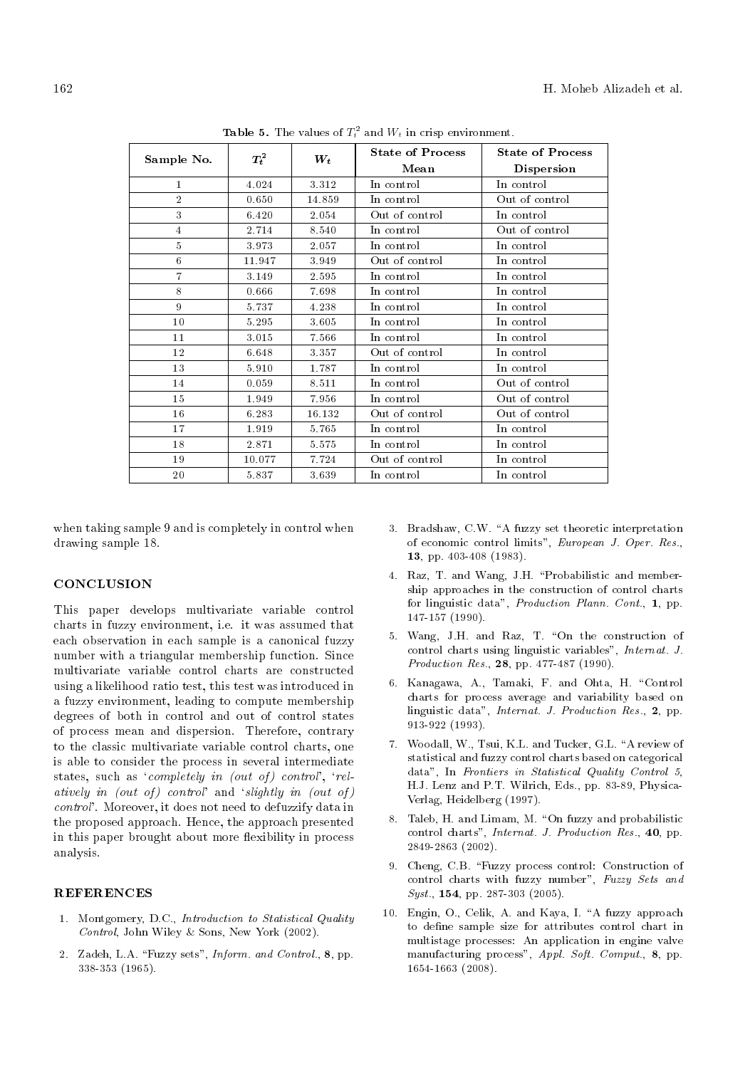**Table 5.** The values of $T_t^2$ and $W_t$ in crisp environment.

| Sample No. | $T_t^2$ | $W_t$ | State of Process Mean | State of Process Dispersion |
|---|---|---|---|---|
| 1 | 4.024 | 3.312 | In control | In control |
| 2 | 0.650 | 14.859 | In control | Out of control |
| 3 | 6.420 | 2.054 | Out of control | In control |
| 4 | 2.714 | 8.540 | In control | Out of control |
| 5 | 3.973 | 2.057 | In control | In control |
| 6 | 11.947 | 3.949 | Out of control | In control |
| 7 | 3.149 | 2.595 | In control | In control |
| 8 | 0.666 | 7.698 | In control | In control |
| 9 | 5.737 | 4.238 | In control | In control |
| 10 | 5.295 | 3.605 | In control | In control |
| 11 | 3.015 | 7.566 | In control | In control |
| 12 | 6.648 | 3.357 | Out of control | In control |
| 13 | 5.910 | 1.787 | In control | In control |
| 14 | 0.059 | 8.511 | In control | Out of control |
| 15 | 1.949 | 7.956 | In control | Out of control |
| 16 | 6.283 | 16.132 | Out of control | Out of control |
| 17 | 1.919 | 5.765 | In control | In control |
| 18 | 2.871 | 5.575 | In control | In control |
| 19 | 10.077 | 7.724 | Out of control | In control |
| 20 | 5.837 | 3.639 | In control | In control |

when taking sample 9 and is completely in control when drawing sample 18.

## CONCLUSION

This paper develops multivariate variable control charts in fuzzy environment, i.e. it was assumed that each observation in each sample is a canonical fuzzy number with a triangular membership function. Since multivariate variable control charts are constructed using a likelihood ratio test, this test was introduced in a fuzzy environment, leading to compute membership degrees of both in control and out of control states of process mean and dispersion. Therefore, contrary to the classic multivariate variable control charts, one is able to consider the process in several intermediate states, such as '*completely in (out of) control*', '*relatively in (out of) control*' and '*slightly in (out of) control*'. Moreover, it does not need to defuzzify data in the proposed approach. Hence, the approach presented in this paper brought about more flexibility in process analysis.

## REFERENCES

1. Montgomery, D.C., *Introduction to Statistical Quality Control*, John Wiley & Sons, New York (2002).
2. Zadeh, L.A. "Fuzzy sets", *Inform. and Control.*, **8**, pp. 338-353 (1965).
3. Bradshaw, C.W. "A fuzzy set theoretic interpretation of economic control limits", *European J. Oper. Res.*, **13**, pp. 403-408 (1983).
4. Raz, T. and Wang, J.H. "Probabilistic and membership approaches in the construction of control charts for linguistic data", *Production Plann. Cont.*, **1**, pp. 147-157 (1990).
5. Wang, J.H. and Raz, T. "On the construction of control charts using linguistic variables", *Internat. J. Production Res.*, **28**, pp. 477-487 (1990).
6. Kanagawa, A., Tamaki, F. and Ohta, H. "Control charts for process average and variability based on linguistic data", *Internat. J. Production Res.*, **2**, pp. 913-922 (1993).
7. Woodall, W., Tsui, K.L. and Tucker, G.L. "A review of statistical and fuzzy control charts based on categorical data", In *Frontiers in Statistical Quality Control 5*, H.J. Lenz and P.T. Wilrich, Eds., pp. 83-89, Physica-Verlag, Heidelberg (1997).
8. Taleb, H. and Limam, M. "On fuzzy and probabilistic control charts", *Internat. J. Production Res.*, **40**, pp. 2849-2863 (2002).
9. Cheng, C.B. "Fuzzy process control: Construction of control charts with fuzzy number", *Fuzzy Sets and Syst.*, **154**, pp. 287-303 (2005).
10. Engin, O., Celik, A. and Kaya, I. "A fuzzy approach to define sample size for attributes control chart in multistage processes: An application in engine valve manufacturing process", *Appl. Soft. Comput.*, **8**, pp. 1654-1663 (2008).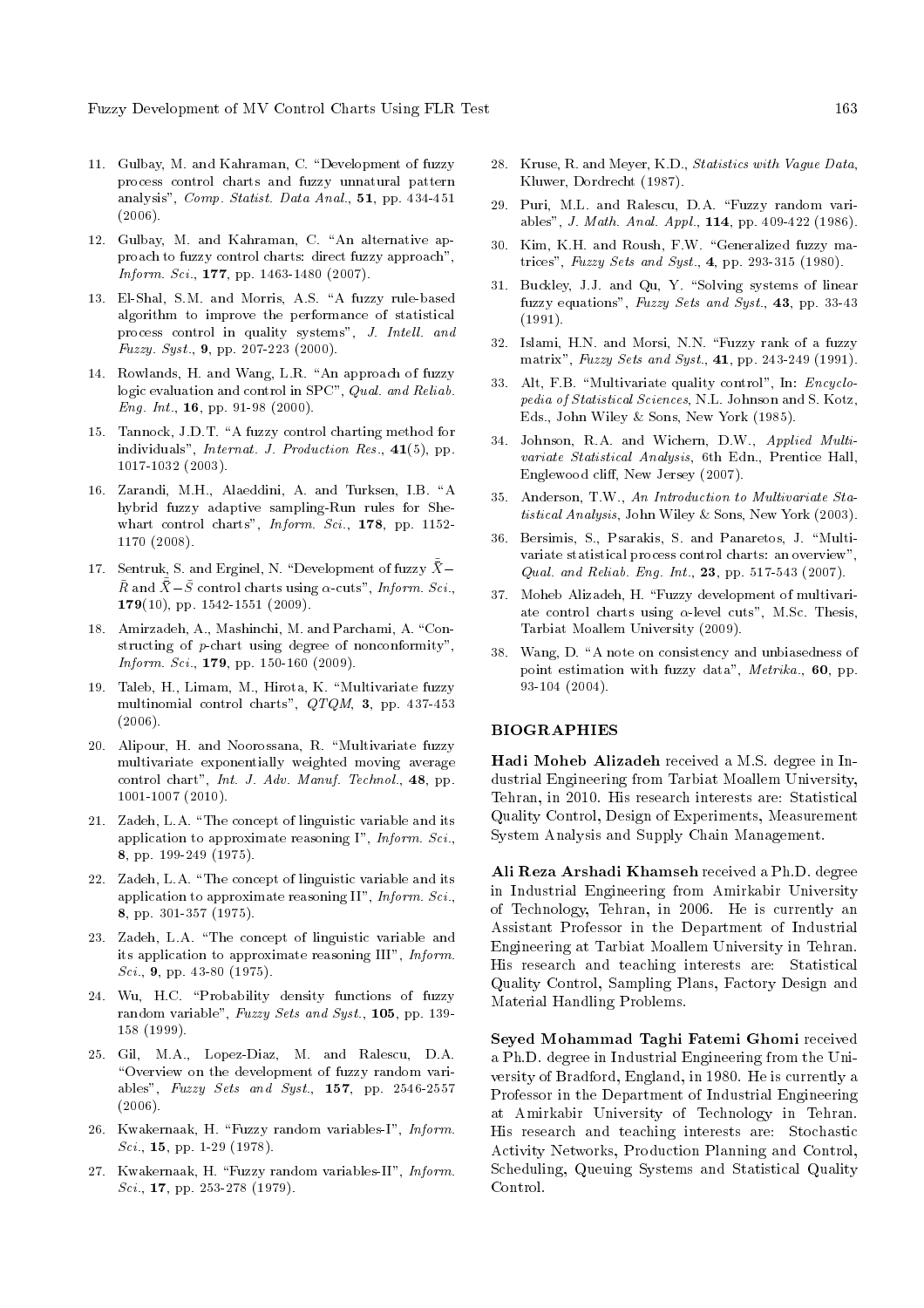11. Gulbay, M. and Kahraman, C. "Development of fuzzy process control charts and fuzzy unnatural pattern analysis", *Comp. Statist. Data Anal.*, **51**, pp. 434-451 (2006).

12. Gulbay, M. and Kahraman, C. "An alternative approach to fuzzy control charts: direct fuzzy approach", *Inform. Sci.*, **177**, pp. 1463-1480 (2007).

13. El-Shal, S.M. and Morris, A.S. "A fuzzy rule-based algorithm to improve the performance of statistical process control in quality systems", *J. Intell. and Fuzzy. Syst.*, **9**, pp. 207-223 (2000).

14. Rowlands, H. and Wang, L.R. "An approach of fuzzy logic evaluation and control in SPC", *Qual. and Reliab. Eng. Int.*, **16**, pp. 91-98 (2000).

15. Tannock, J.D.T. "A fuzzy control charting method for individuals", *Internat. J. Production Res.*, **41**(5), pp. 1017-1032 (2003).

16. Zarandi, M.H., Alaeddini, A. and Turksen, I.B. "A hybrid fuzzy adaptive sampling-Run rules for Shewhart control charts", *Inform. Sci.*, **178**, pp. 1152-1170 (2008).

17. Sentruk, S. and Erginel, N. "Development of fuzzy $\bar{\bar{X}}-\bar{R}$ and $\bar{\bar{X}}-\bar{S}$ control charts using $\alpha$-cuts", *Inform. Sci.*, **179**(10), pp. 1542-1551 (2009).

18. Amirzadeh, A., Mashinchi, M. and Parchami, A. "Constructing of $p$-chart using degree of nonconformity", *Inform. Sci.*, **179**, pp. 150-160 (2009).

19. Taleb, H., Limam, M., Hirota, K. "Multivariate fuzzy multinomial control charts", *QTQM*, **3**, pp. 437-453 (2006).

20. Alipour, H. and Noorossana, R. "Multivariate fuzzy multivariate exponentially weighted moving average control chart", *Int. J. Adv. Manuf. Technol.*, **48**, pp. 1001-1007 (2010).

21. Zadeh, L.A. "The concept of linguistic variable and its application to approximate reasoning I", *Inform. Sci.*, **8**, pp. 199-249 (1975).

22. Zadeh, L.A. "The concept of linguistic variable and its application to approximate reasoning II", *Inform. Sci.*, **8**, pp. 301-357 (1975).

23. Zadeh, L.A. "The concept of linguistic variable and its application to approximate reasoning III", *Inform. Sci.*, **9**, pp. 43-80 (1975).

24. Wu, H.C. "Probability density functions of fuzzy random variable", *Fuzzy Sets and Syst.*, **105**, pp. 139-158 (1999).

25. Gil, M.A., Lopez-Diaz, M. and Ralescu, D.A. "Overview on the development of fuzzy random variables", *Fuzzy Sets and Syst.*, **157**, pp. 2546-2557 (2006).

26. Kwakernaak, H. "Fuzzy random variables-I", *Inform. Sci.*, **15**, pp. 1-29 (1978).

27. Kwakernaak, H. "Fuzzy random variables-II", *Inform. Sci.*, **17**, pp. 253-278 (1979).

28. Kruse, R. and Meyer, K.D., *Statistics with Vague Data*, Kluwer, Dordrecht (1987).

29. Puri, M.L. and Ralescu, D.A. "Fuzzy random variables", *J. Math. Anal. Appl.*, **114**, pp. 409-422 (1986).

30. Kim, K.H. and Roush, F.W. "Generalized fuzzy matrices", *Fuzzy Sets and Syst.*, **4**, pp. 293-315 (1980).

31. Buckley, J.J. and Qu, Y. "Solving systems of linear fuzzy equations", *Fuzzy Sets and Syst.*, **43**, pp. 33-43 (1991).

32. Islami, H.N. and Morsi, N.N. "Fuzzy rank of a fuzzy matrix", *Fuzzy Sets and Syst.*, **41**, pp. 243-249 (1991).

33. Alt, F.B. "Multivariate quality control", In: *Encyclopedia of Statistical Sciences*, N.L. Johnson and S. Kotz, Eds., John Wiley & Sons, New York (1985).

34. Johnson, R.A. and Wichern, D.W., *Applied Multivariate Statistical Analysis*, 6th Edn., Prentice Hall, Englewood cliff, New Jersey (2007).

35. Anderson, T.W., *An Introduction to Multivariate Statistical Analysis*, John Wiley & Sons, New York (2003).

36. Bersimis, S., Psarakis, S. and Panaretos, J. "Multivariate statistical process control charts: an overview", *Qual. and Reliab. Eng. Int.*, **23**, pp. 517-543 (2007).

37. Moheb Alizadeh, H. "Fuzzy development of multivariate control charts using $\alpha$-level cuts", M.Sc. Thesis, Tarbiat Moallem University (2009).

38. Wang, D. "A note on consistency and unbiasedness of point estimation with fuzzy data", *Metrika.*, **60**, pp. 93-104 (2004).

## BIOGRAPHIES

**Hadi Moheb Alizadeh** received a M.S. degree in Industrial Engineering from Tarbiat Moallem University, Tehran, in 2010. His research interests are: Statistical Quality Control, Design of Experiments, Measurement System Analysis and Supply Chain Management.

**Ali Reza Arshadi Khamseh** received a Ph.D. degree in Industrial Engineering from Amirkabir University of Technology, Tehran, in 2006. He is currently an Assistant Professor in the Department of Industrial Engineering at Tarbiat Moallem University in Tehran. His research and teaching interests are: Statistical Quality Control, Sampling Plans, Factory Design and Material Handling Problems.

**Seyed Mohammad Taghi Fatemi Ghomi** received a Ph.D. degree in Industrial Engineering from the University of Bradford, England, in 1980. He is currently a Professor in the Department of Industrial Engineering at Amirkabir University of Technology in Tehran. His research and teaching interests are: Stochastic Activity Networks, Production Planning and Control, Scheduling, Queuing Systems and Statistical Quality Control.